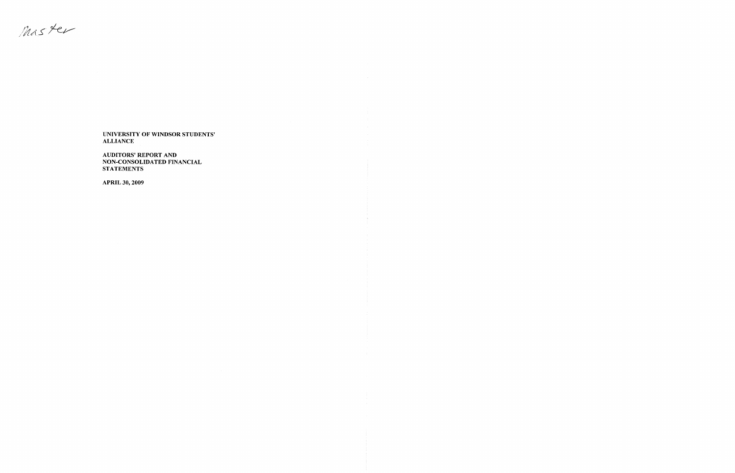Master

**UNIVERSITY OF WINDSOR STUDENTS' ALLIANCE**

**AUDITORS' REPORT AND NON-CONSOLIDATED FINANCIAL STATEMENTS**

**APRIL 30, 2009**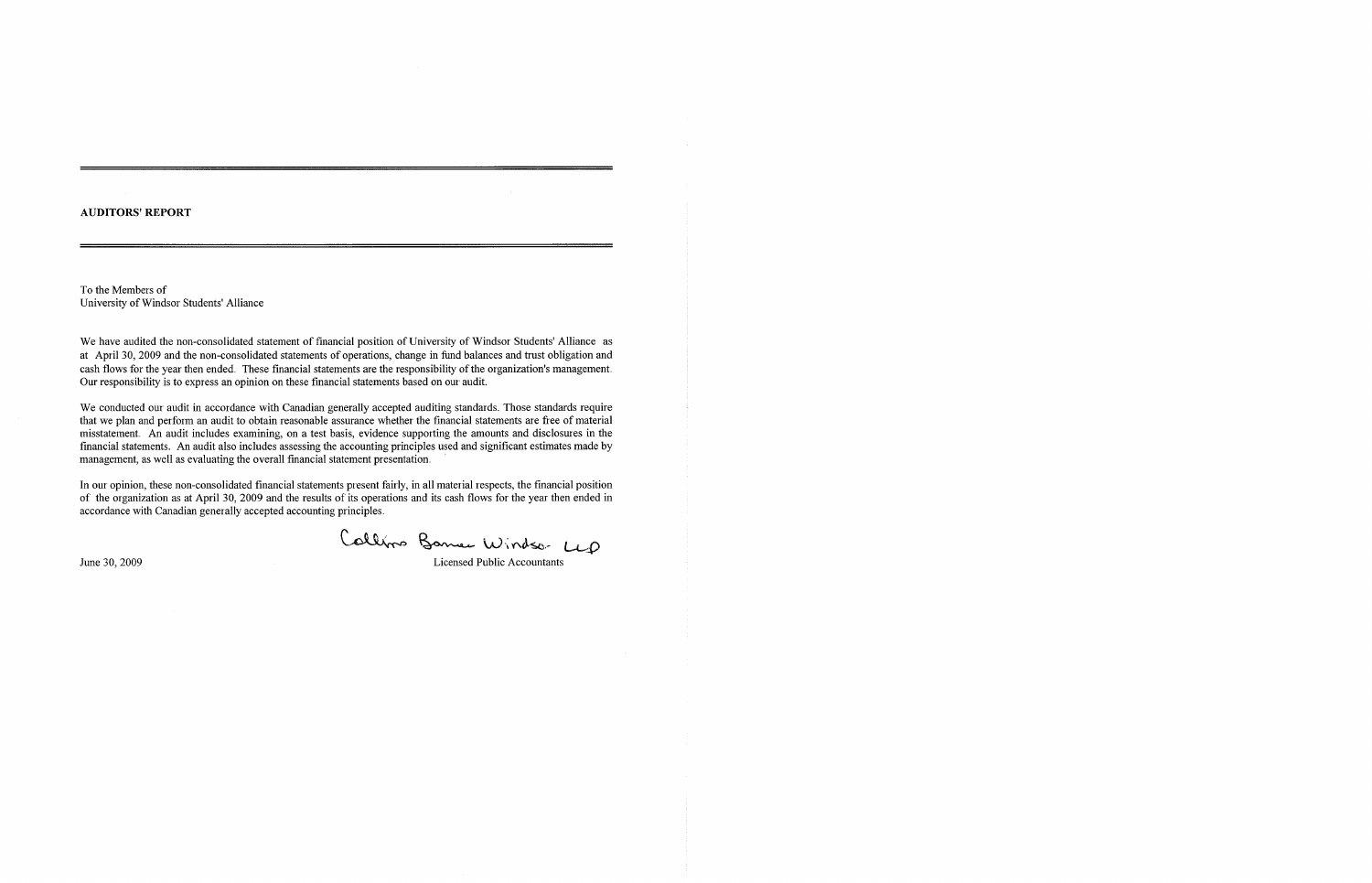## AUDITORS' REPORT

To the Members of
University of Windsor Students' Alliance

We have audited the non-consolidated statement of financial position of University of Windsor Students' Alliance as at April 30, 2009 and the non-consolidated statements of operations, change in fund balances and trust obligation and cash flows for the year then ended. These financial statements are the responsibility of the organization's management. Our responsibility is to express an opinion on these financial statements based on our audit.

We conducted our audit in accordance with Canadian generally accepted auditing standards. Those standards require that we plan and perform an audit to obtain reasonable assurance whether the financial statements are free of material misstatement. An audit includes examining, on a test basis, evidence supporting the amounts and disclosures in the financial statements. An audit also includes assessing the accounting principles used and significant estimates made by management, as well as evaluating the overall financial statement presentation.

In our opinion, these non-consolidated financial statements present fairly, in all material respects, the financial position of the organization as at April 30, 2009 and the results of its operations and its cash flows for the year then ended in accordance with Canadian generally accepted accounting principles.

Collins Barrow Windsor LLP
Licensed Public Accountants

June 30, 2009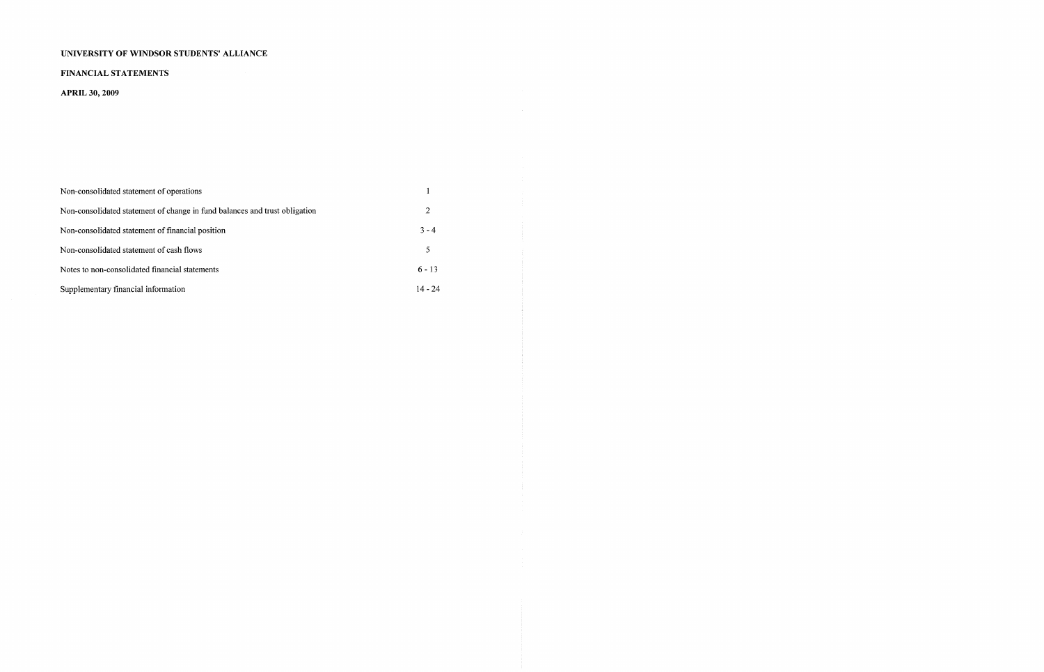**UNIVERSITY OF WINDSOR STUDENTS' ALLIANCE**

**FINANCIAL STATEMENTS**

**APRIL 30, 2009**

| | |
|---|---|
| Non-consolidated statement of operations | 1 |
| Non-consolidated statement of change in fund balances and trust obligation | 2 |
| Non-consolidated statement of financial position | 3 - 4 |
| Non-consolidated statement of cash flows | 5 |
| Notes to non-consolidated financial statements | 6 - 13 |
| Supplementary financial information | 14 - 24 |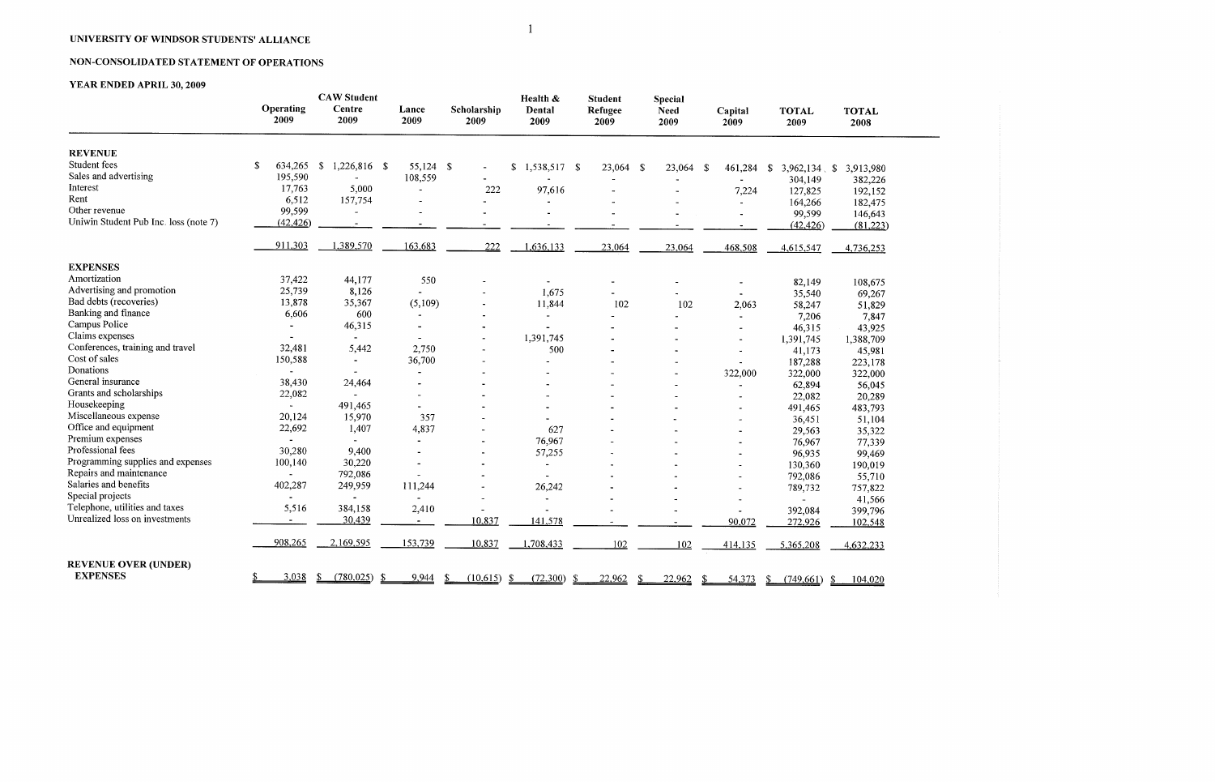**UNIVERSITY OF WINDSOR STUDENTS' ALLIANCE**

**NON-CONSOLIDATED STATEMENT OF OPERATIONS**

**YEAR ENDED APRIL 30, 2009**

| | Operating 2009 | CAW Student Centre 2009 | Lance 2009 | Scholarship 2009 | Health & Dental 2009 | Student Refugee 2009 | Special Need 2009 | Capital 2009 | TOTAL 2009 | TOTAL 2008 |
|---|---|---|---|---|---|---|---|---|---|---|
| **REVENUE** | | | | | | | | | | |
| Student fees | $ 634,265 | $ 1,226,816 | $ 55,124 | $ - | $ 1,538,517 | $ 23,064 | $ 23,064 | $ 461,284 | $ 3,962,134 | $ 3,913,980 |
| Sales and advertising | 195,590 | - | 108,559 | - | - | - | - | - | 304,149 | 382,226 |
| Interest | 17,763 | 5,000 | - | 222 | 97,616 | - | - | 7,224 | 127,825 | 192,152 |
| Rent | 6,512 | 157,754 | - | - | - | - | - | - | 164,266 | 182,475 |
| Other revenue | 99,599 | - | - | - | - | - | - | - | 99,599 | 146,643 |
| Uniwin Student Pub Inc. loss (note 7) | (42,426) | - | - | - | - | - | - | - | (42,426) | (81,223) |
| | 911,303 | 1,389,570 | 163,683 | 222 | 1,636,133 | 23,064 | 23,064 | 468,508 | 4,615,547 | 4,736,253 |
| **EXPENSES** | | | | | | | | | | |
| Amortization | 37,422 | 44,177 | 550 | - | - | - | - | - | 82,149 | 108,675 |
| Advertising and promotion | 25,739 | 8,126 | - | - | 1,675 | - | - | - | 35,540 | 69,267 |
| Bad debts (recoveries) | 13,878 | 35,367 | (5,109) | - | 11,844 | 102 | 102 | 2,063 | 58,247 | 51,829 |
| Banking and finance | 6,606 | 600 | - | - | - | - | - | - | 7,206 | 7,847 |
| Campus Police | - | 46,315 | - | - | - | - | - | - | 46,315 | 43,925 |
| Claims expenses | - | - | - | - | 1,391,745 | - | - | - | 1,391,745 | 1,388,709 |
| Conferences, training and travel | 32,481 | 5,442 | 2,750 | - | 500 | - | - | - | 41,173 | 45,981 |
| Cost of sales | 150,588 | - | 36,700 | - | - | - | - | - | 187,288 | 223,178 |
| Donations | - | - | - | - | - | - | - | 322,000 | 322,000 | 322,000 |
| General insurance | 38,430 | 24,464 | - | - | - | - | - | - | 62,894 | 56,045 |
| Grants and scholarships | 22,082 | - | - | - | - | - | - | - | 22,082 | 20,289 |
| Housekeeping | - | 491,465 | - | - | - | - | - | - | 491,465 | 483,793 |
| Miscellaneous expense | 20,124 | 15,970 | 357 | - | - | - | - | - | 36,451 | 51,104 |
| Office and equipment | 22,692 | 1,407 | 4,837 | - | 627 | - | - | - | 29,563 | 35,322 |
| Premium expenses | - | - | - | - | 76,967 | - | - | - | 76,967 | 77,339 |
| Professional fees | 30,280 | 9,400 | - | - | 57,255 | - | - | - | 96,935 | 99,469 |
| Programming supplies and expenses | 100,140 | 30,220 | - | - | - | - | - | - | 130,360 | 190,019 |
| Repairs and maintenance | - | 792,086 | - | - | - | - | - | - | 792,086 | 55,710 |
| Salaries and benefits | 402,287 | 249,959 | 111,244 | - | 26,242 | - | - | - | 789,732 | 757,822 |
| Special projects | - | - | - | - | - | - | - | - | - | 41,566 |
| Telephone, utilities and taxes | 5,516 | 384,158 | 2,410 | - | - | - | - | - | 392,084 | 399,796 |
| Unrealized loss on investments | - | 30,439 | - | 10,837 | 141,578 | - | - | 90,072 | 272,926 | 102,548 |
| | 908,265 | 2,169,595 | 153,739 | 10,837 | 1,708,433 | 102 | 102 | 414,135 | 5,365,208 | 4,632,233 |
| **REVENUE OVER (UNDER) EXPENSES** | $ 3,038 | $ (780,025) | $ 9,944 | $ (10,615) | $ (72,300) | $ 22,962 | $ 22,962 | $ 54,373 | $ (749,661) | $ 104,020 |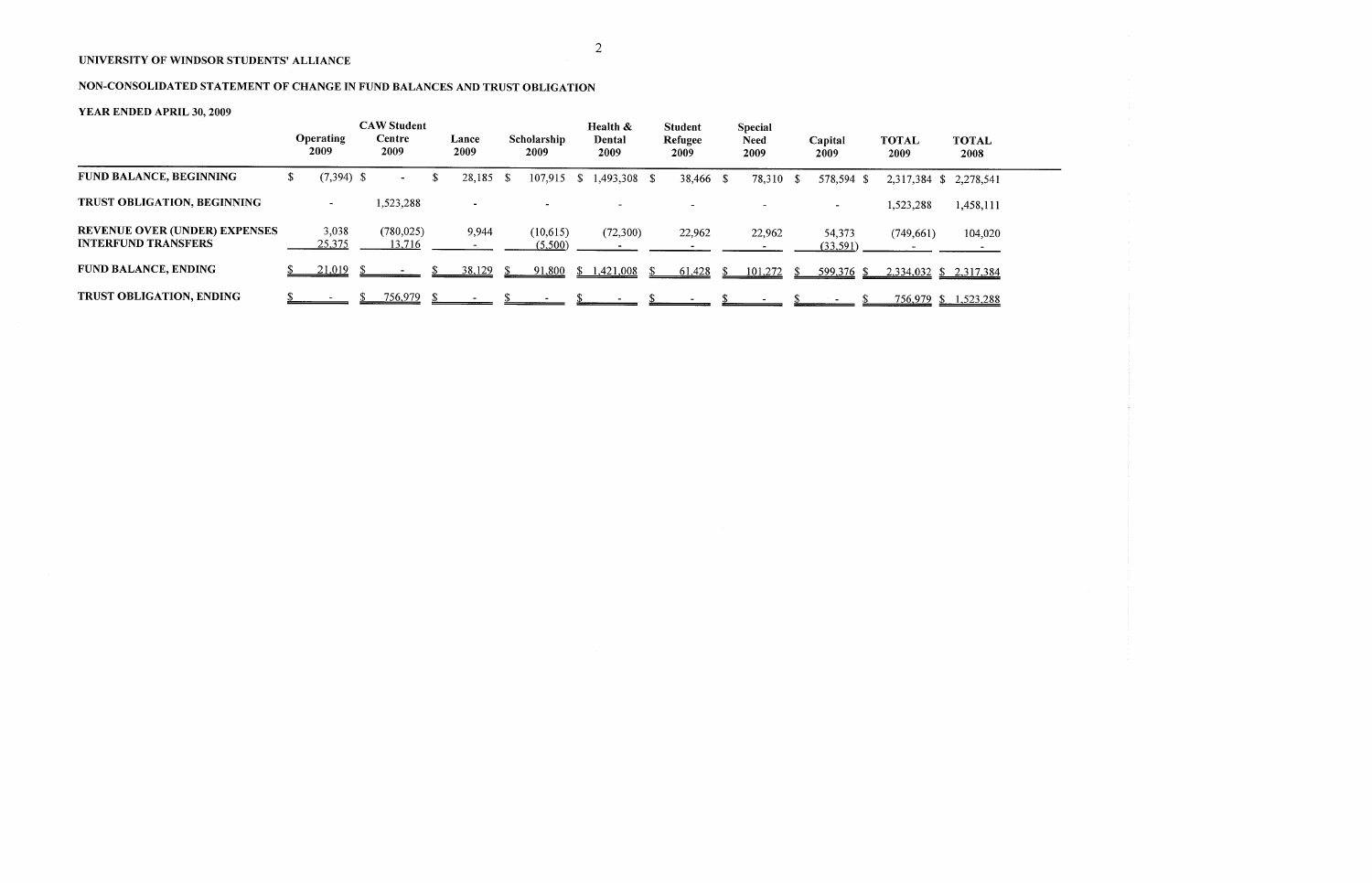UNIVERSITY OF WINDSOR STUDENTS' ALLIANCE

NON-CONSOLIDATED STATEMENT OF CHANGE IN FUND BALANCES AND TRUST OBLIGATION

YEAR ENDED APRIL 30, 2009

| | Operating 2009 | CAW Student Centre 2009 | Lance 2009 | Scholarship 2009 | Health & Dental 2009 | Student Refugee 2009 | Special Need 2009 | Capital 2009 | TOTAL 2009 | TOTAL 2008 |
|---|---|---|---|---|---|---|---|---|---|---|
| **FUND BALANCE, BEGINNING** | $ (7,394) | $ - | $ 28,185 | $ 107,915 | $ 1,493,308 | $ 38,466 | $ 78,310 | $ 578,594 | $ 2,317,384 | $ 2,278,541 |
| **TRUST OBLIGATION, BEGINNING** | - | 1,523,288 | - | - | - | - | - | - | 1,523,288 | 1,458,111 |
| **REVENUE OVER (UNDER) EXPENSES** | 3,038 | (780,025) | 9,944 | (10,615) | (72,300) | 22,962 | 22,962 | 54,373 | (749,661) | 104,020 |
| **INTERFUND TRANSFERS** | 25,375 | 13,716 | - | (5,500) | - | - | - | (33,591) | - | - |
| **FUND BALANCE, ENDING** | $ 21,019 | $ - | $ 38,129 | $ 91,800 | $ 1,421,008 | $ 61,428 | $ 101,272 | $ 599,376 | $ 2,334,032 | $ 2,317,384 |
| **TRUST OBLIGATION, ENDING** | $ - | $ 756,979 | $ - | $ - | $ - | $ - | $ - | $ - | $ 756,979 | $ 1,523,288 |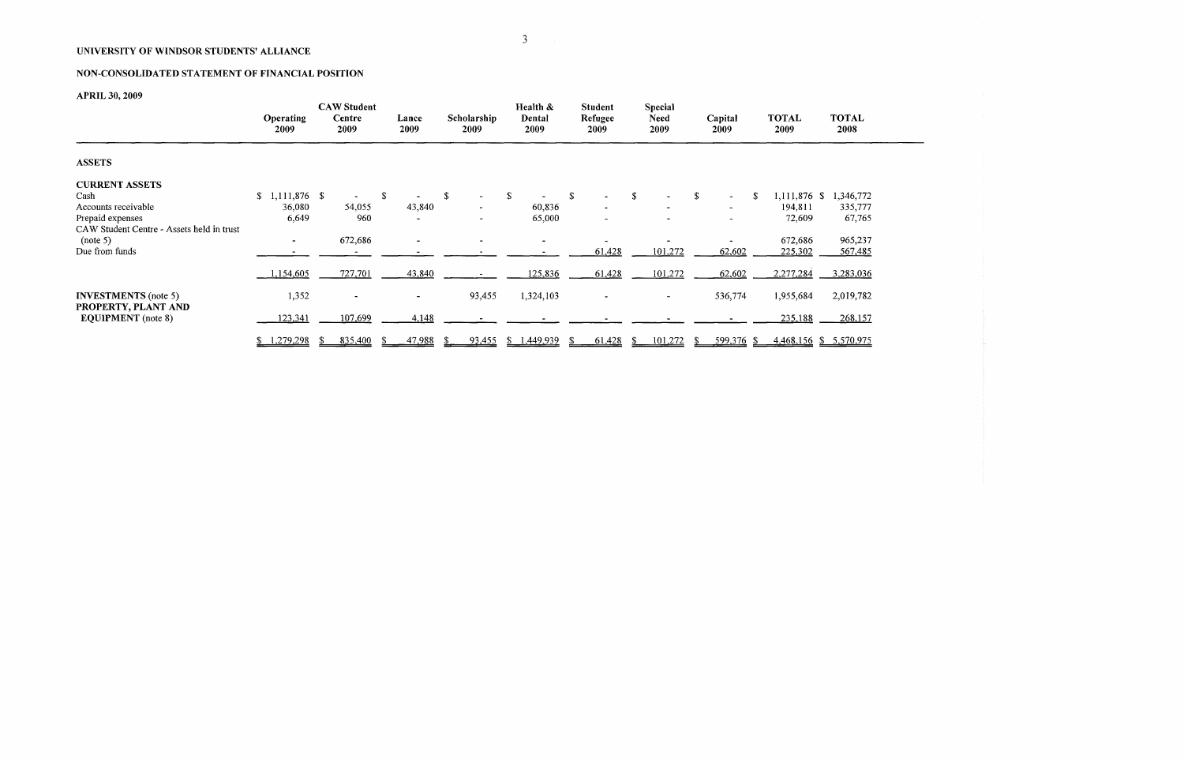UNIVERSITY OF WINDSOR STUDENTS' ALLIANCE

NON-CONSOLIDATED STATEMENT OF FINANCIAL POSITION

APRIL 30, 2009

| | Operating 2009 | CAW Student Centre 2009 | Lance 2009 | Scholarship 2009 | Health & Dental 2009 | Student Refugee 2009 | Special Need 2009 | Capital 2009 | TOTAL 2009 | TOTAL 2008 |
|---|---|---|---|---|---|---|---|---|---|---|
| **ASSETS** | | | | | | | | | | |
| **CURRENT ASSETS** | | | | | | | | | | |
| Cash | $ 1,111,876 | $ - | $ - | $ - | $ - | $ - | $ - | $ - | $ 1,111,876 | $ 1,346,772 |
| Accounts receivable | 36,080 | 54,055 | 43,840 | - | 60,836 | - | - | - | 194,811 | 335,777 |
| Prepaid expenses | 6,649 | 960 | - | - | 65,000 | - | - | - | 72,609 | 67,765 |
| CAW Student Centre - Assets held in trust (note 5) | - | 672,686 | - | - | - | - | - | - | 672,686 | 965,237 |
| Due from funds | - | - | - | - | - | 61,428 | 101,272 | 62,602 | 225,302 | 567,485 |
| | 1,154,605 | 727,701 | 43,840 | - | 125,836 | 61,428 | 101,272 | 62,602 | 2,277,284 | 3,283,036 |
| **INVESTMENTS** (note 5) | 1,352 | - | - | 93,455 | 1,324,103 | - | - | 536,774 | 1,955,684 | 2,019,782 |
| **PROPERTY, PLANT AND EQUIPMENT** (note 8) | 123,341 | 107,699 | 4,148 | - | - | - | - | - | 235,188 | 268,157 |
| | $ 1,279,298 | $ 835,400 | $ 47,988 | $ 93,455 | $ 1,449,939 | $ 61,428 | $ 101,272 | $ 599,376 | $ 4,468,156 | $ 5,570,975 |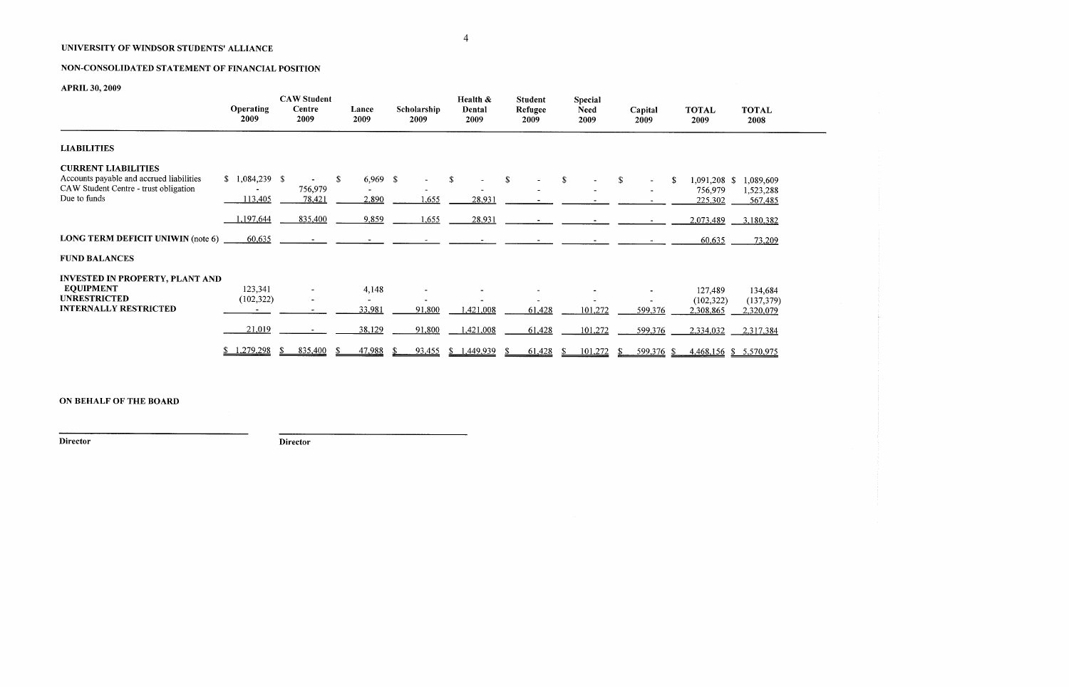UNIVERSITY OF WINDSOR STUDENTS' ALLIANCE

NON-CONSOLIDATED STATEMENT OF FINANCIAL POSITION

APRIL 30, 2009

| | Operating 2009 | CAW Student Centre 2009 | Lance 2009 | Scholarship 2009 | Health & Dental 2009 | Student Refugee 2009 | Special Need 2009 | Capital 2009 | TOTAL 2009 | TOTAL 2008 |
|---|---|---|---|---|---|---|---|---|---|---|
| **LIABILITIES** | | | | | | | | | | |
| **CURRENT LIABILITIES** | | | | | | | | | | |
| Accounts payable and accrued liabilities | $ 1,084,239 | $ - | $ 6,969 | $ - | $ - | $ - | $ - | $ - | $ 1,091,208 | $ 1,089,609 |
| CAW Student Centre - trust obligation | - | 756,979 | - | - | - | - | - | - | 756,979 | 1,523,288 |
| Due to funds | 113,405 | 78,421 | 2,890 | 1,655 | 28,931 | - | - | - | 225,302 | 567,485 |
| | 1,197,644 | 835,400 | 9,859 | 1,655 | 28,931 | - | - | - | 2,073,489 | 3,180,382 |
| **LONG TERM DEFICIT UNIWIN** (note 6) | 60,635 | - | - | - | - | - | - | - | 60,635 | 73,209 |
| **FUND BALANCES** | | | | | | | | | | |
| **INVESTED IN PROPERTY, PLANT AND EQUIPMENT** | 123,341 | - | 4,148 | - | - | - | - | - | 127,489 | 134,684 |
| **UNRESTRICTED** | (102,322) | - | - | - | - | - | - | - | (102,322) | (137,379) |
| **INTERNALLY RESTRICTED** | - | - | 33,981 | 91,800 | 1,421,008 | 61,428 | 101,272 | 599,376 | 2,308,865 | 2,320,079 |
| | 21,019 | - | 38,129 | 91,800 | 1,421,008 | 61,428 | 101,272 | 599,376 | 2,334,032 | 2,317,384 |
| | $ 1,279,298 | $ 835,400 | $ 47,988 | $ 93,455 | $ 1,449,939 | $ 61,428 | $ 101,272 | $ 599,376 | $ 4,468,156 | $ 5,570,975 |

ON BEHALF OF THE BOARD

_______________________________ Director

_______________________________ Director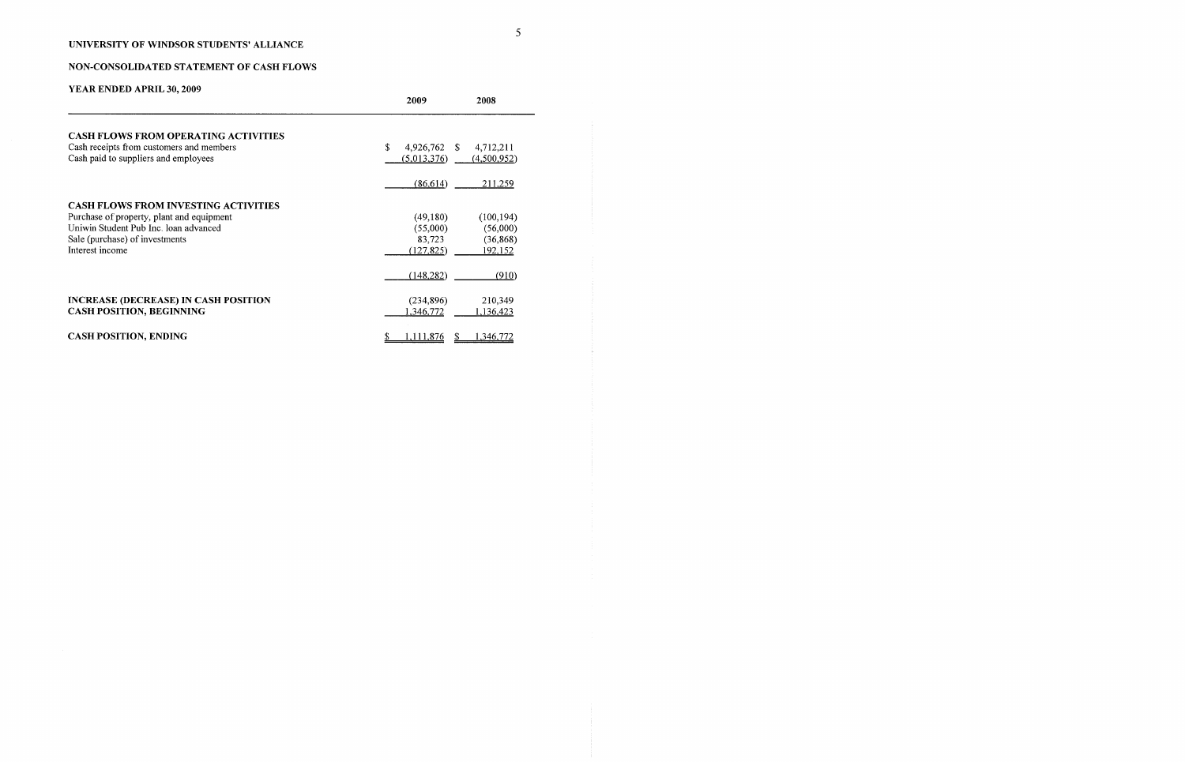# UNIVERSITY OF WINDSOR STUDENTS' ALLIANCE

## NON-CONSOLIDATED STATEMENT OF CASH FLOWS

### YEAR ENDED APRIL 30, 2009

| | 2009 | 2008 |
|---|---|---|
| **CASH FLOWS FROM OPERATING ACTIVITIES** | | |
| Cash receipts from customers and members | $ 4,926,762 | $ 4,712,211 |
| Cash paid to suppliers and employees | (5,013,376) | (4,500,952) |
| | (86,614) | 211,259 |
| **CASH FLOWS FROM INVESTING ACTIVITIES** | | |
| Purchase of property, plant and equipment | (49,180) | (100,194) |
| Uniwin Student Pub Inc. loan advanced | (55,000) | (56,000) |
| Sale (purchase) of investments | 83,723 | (36,868) |
| Interest income | (127,825) | 192,152 |
| | (148,282) | (910) |
| **INCREASE (DECREASE) IN CASH POSITION** | (234,896) | 210,349 |
| **CASH POSITION, BEGINNING** | 1,346,772 | 1,136,423 |
| **CASH POSITION, ENDING** | $ 1,111,876 | $ 1,346,772 |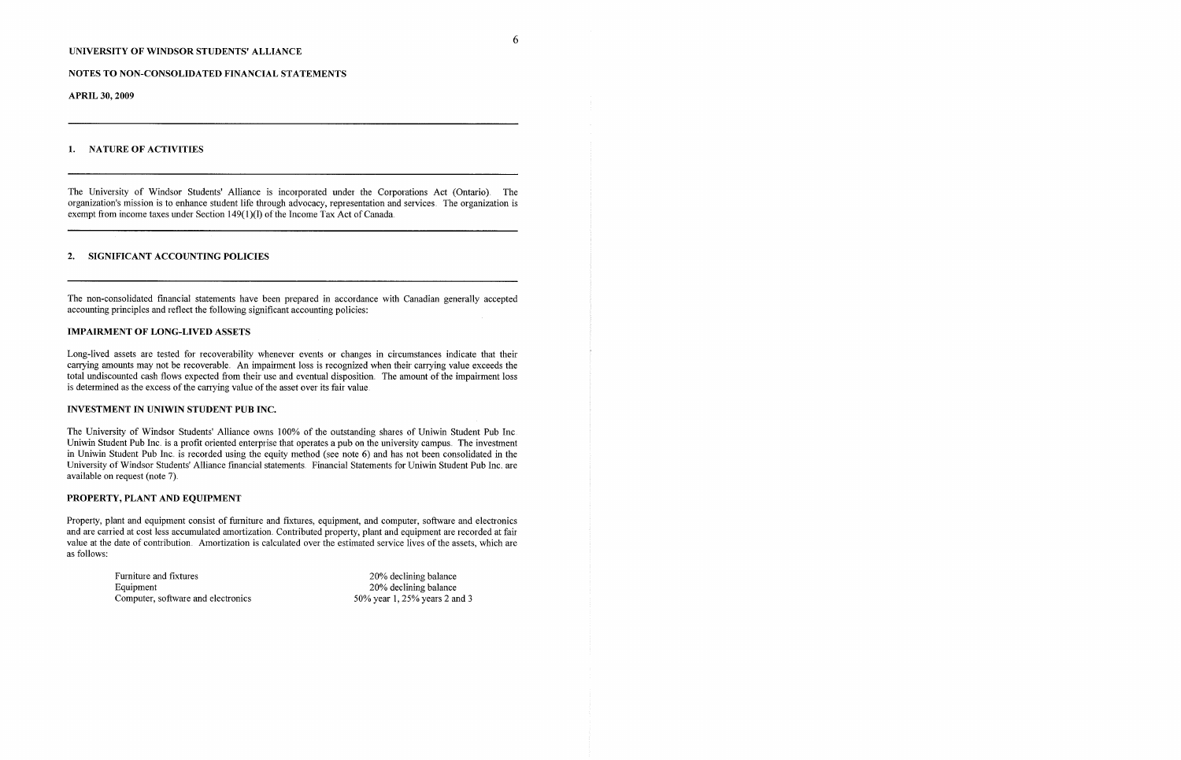UNIVERSITY OF WINDSOR STUDENTS' ALLIANCE

NOTES TO NON-CONSOLIDATED FINANCIAL STATEMENTS

APRIL 30, 2009

## 1. NATURE OF ACTIVITIES

The University of Windsor Students' Alliance is incorporated under the Corporations Act (Ontario). The organization's mission is to enhance student life through advocacy, representation and services. The organization is exempt from income taxes under Section 149(1)(l) of the Income Tax Act of Canada.

## 2. SIGNIFICANT ACCOUNTING POLICIES

The non-consolidated financial statements have been prepared in accordance with Canadian generally accepted accounting principles and reflect the following significant accounting policies:

### IMPAIRMENT OF LONG-LIVED ASSETS

Long-lived assets are tested for recoverability whenever events or changes in circumstances indicate that their carrying amounts may not be recoverable. An impairment loss is recognized when their carrying value exceeds the total undiscounted cash flows expected from their use and eventual disposition. The amount of the impairment loss is determined as the excess of the carrying value of the asset over its fair value.

### INVESTMENT IN UNIWIN STUDENT PUB INC.

The University of Windsor Students' Alliance owns 100% of the outstanding shares of Uniwin Student Pub Inc. Uniwin Student Pub Inc. is a profit oriented enterprise that operates a pub on the university campus. The investment in Uniwin Student Pub Inc. is recorded using the equity method (see note 6) and has not been consolidated in the University of Windsor Students' Alliance financial statements. Financial Statements for Uniwin Student Pub Inc. are available on request (note 7).

### PROPERTY, PLANT AND EQUIPMENT

Property, plant and equipment consist of furniture and fixtures, equipment, and computer, software and electronics and are carried at cost less accumulated amortization. Contributed property, plant and equipment are recorded at fair value at the date of contribution. Amortization is calculated over the estimated service lives of the assets, which are as follows:

| | |
|---|---|
| Furniture and fixtures | 20% declining balance |
| Equipment | 20% declining balance |
| Computer, software and electronics | 50% year 1, 25% years 2 and 3 |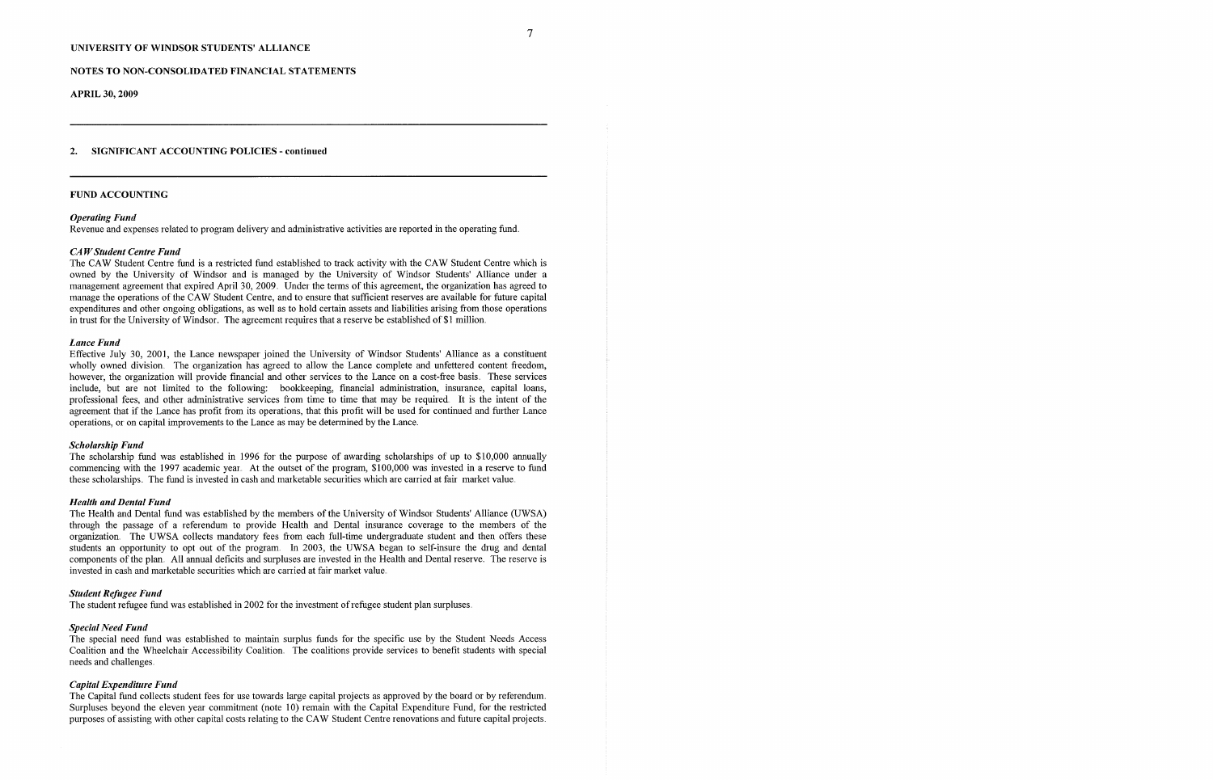UNIVERSITY OF WINDSOR STUDENTS' ALLIANCE

NOTES TO NON-CONSOLIDATED FINANCIAL STATEMENTS

APRIL 30, 2009

---

## 2. SIGNIFICANT ACCOUNTING POLICIES - continued

---

### FUND ACCOUNTING

***Operating Fund***
Revenue and expenses related to program delivery and administrative activities are reported in the operating fund.

***CAW Student Centre Fund***
The CAW Student Centre fund is a restricted fund established to track activity with the CAW Student Centre which is owned by the University of Windsor and is managed by the University of Windsor Students' Alliance under a management agreement that expired April 30, 2009. Under the terms of this agreement, the organization has agreed to manage the operations of the CAW Student Centre, and to ensure that sufficient reserves are available for future capital expenditures and other ongoing obligations, as well as to hold certain assets and liabilities arising from those operations in trust for the University of Windsor. The agreement requires that a reserve be established of $1 million.

***Lance Fund***
Effective July 30, 2001, the Lance newspaper joined the University of Windsor Students' Alliance as a constituent wholly owned division. The organization has agreed to allow the Lance complete and unfettered content freedom, however, the organization will provide financial and other services to the Lance on a cost-free basis. These services include, but are not limited to the following: bookkeeping, financial administration, insurance, capital loans, professional fees, and other administrative services from time to time that may be required. It is the intent of the agreement that if the Lance has profit from its operations, that this profit will be used for continued and further Lance operations, or on capital improvements to the Lance as may be determined by the Lance.

***Scholarship Fund***
The scholarship fund was established in 1996 for the purpose of awarding scholarships of up to $10,000 annually commencing with the 1997 academic year. At the outset of the program, $100,000 was invested in a reserve to fund these scholarships. The fund is invested in cash and marketable securities which are carried at fair market value.

***Health and Dental Fund***
The Health and Dental fund was established by the members of the University of Windsor Students' Alliance (UWSA) through the passage of a referendum to provide Health and Dental insurance coverage to the members of the organization. The UWSA collects mandatory fees from each full-time undergraduate student and then offers these students an opportunity to opt out of the program. In 2003, the UWSA began to self-insure the drug and dental components of the plan. All annual deficits and surpluses are invested in the Health and Dental reserve. The reserve is invested in cash and marketable securities which are carried at fair market value.

***Student Refugee Fund***
The student refugee fund was established in 2002 for the investment of refugee student plan surpluses.

***Special Need Fund***
The special need fund was established to maintain surplus funds for the specific use by the Student Needs Access Coalition and the Wheelchair Accessibility Coalition. The coalitions provide services to benefit students with special needs and challenges.

***Capital Expenditure Fund***
The Capital fund collects student fees for use towards large capital projects as approved by the board or by referendum. Surpluses beyond the eleven year commitment (note 10) remain with the Capital Expenditure Fund, for the restricted purposes of assisting with other capital costs relating to the CAW Student Centre renovations and future capital projects.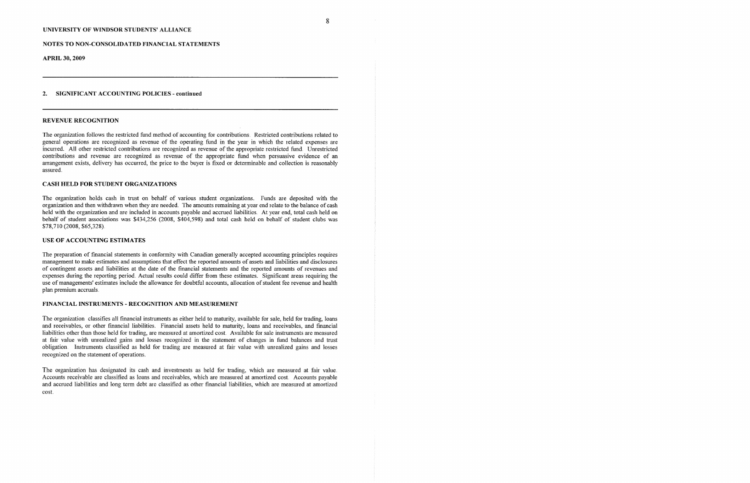UNIVERSITY OF WINDSOR STUDENTS' ALLIANCE

NOTES TO NON-CONSOLIDATED FINANCIAL STATEMENTS

APRIL 30, 2009

## 2. SIGNIFICANT ACCOUNTING POLICIES - continued

### REVENUE RECOGNITION

The organization follows the restricted fund method of accounting for contributions. Restricted contributions related to general operations are recognized as revenue of the operating fund in the year in which the related expenses are incurred. All other restricted contributions are recognized as revenue of the appropriate restricted fund. Unrestricted contributions and revenue are recognized as revenue of the appropriate fund when persuasive evidence of an arrangement exists, delivery has occurred, the price to the buyer is fixed or determinable and collection is reasonably assured.

### CASH HELD FOR STUDENT ORGANIZATIONS

The organization holds cash in trust on behalf of various student organizations. Funds are deposited with the organization and then withdrawn when they are needed. The amounts remaining at year end relate to the balance of cash held with the organization and are included in accounts payable and accrued liabilities. At year end, total cash held on behalf of student associations was $434,256 (2008, $404,598) and total cash held on behalf of student clubs was $78,710 (2008, $65,328).

### USE OF ACCOUNTING ESTIMATES

The preparation of financial statements in conformity with Canadian generally accepted accounting principles requires management to make estimates and assumptions that effect the reported amounts of assets and liabilities and disclosures of contingent assets and liabilities at the date of the financial statements and the reported amounts of revenues and expenses during the reporting period. Actual results could differ from these estimates. Significant areas requiring the use of managements' estimates include the allowance for doubtful accounts, allocation of student fee revenue and health plan premium accruals.

### FINANCIAL INSTRUMENTS - RECOGNITION AND MEASUREMENT

The organization classifies all financial instruments as either held to maturity, available for sale, held for trading, loans and receivables, or other financial liabilities. Financial assets held to maturity, loans and receivables, and financial liabilities other than those held for trading, are measured at amortized cost. Available for sale instruments are measured at fair value with unrealized gains and losses recognized in the statement of changes in fund balances and trust obligation. Instruments classified as held for trading are measured at fair value with unrealized gains and losses recognized on the statement of operations.

The organization has designated its cash and investments as held for trading, which are measured at fair value. Accounts receivable are classified as loans and receivables, which are measured at amortized cost. Accounts payable and accrued liabilities and long term debt are classified as other financial liabilities, which are measured at amortized cost.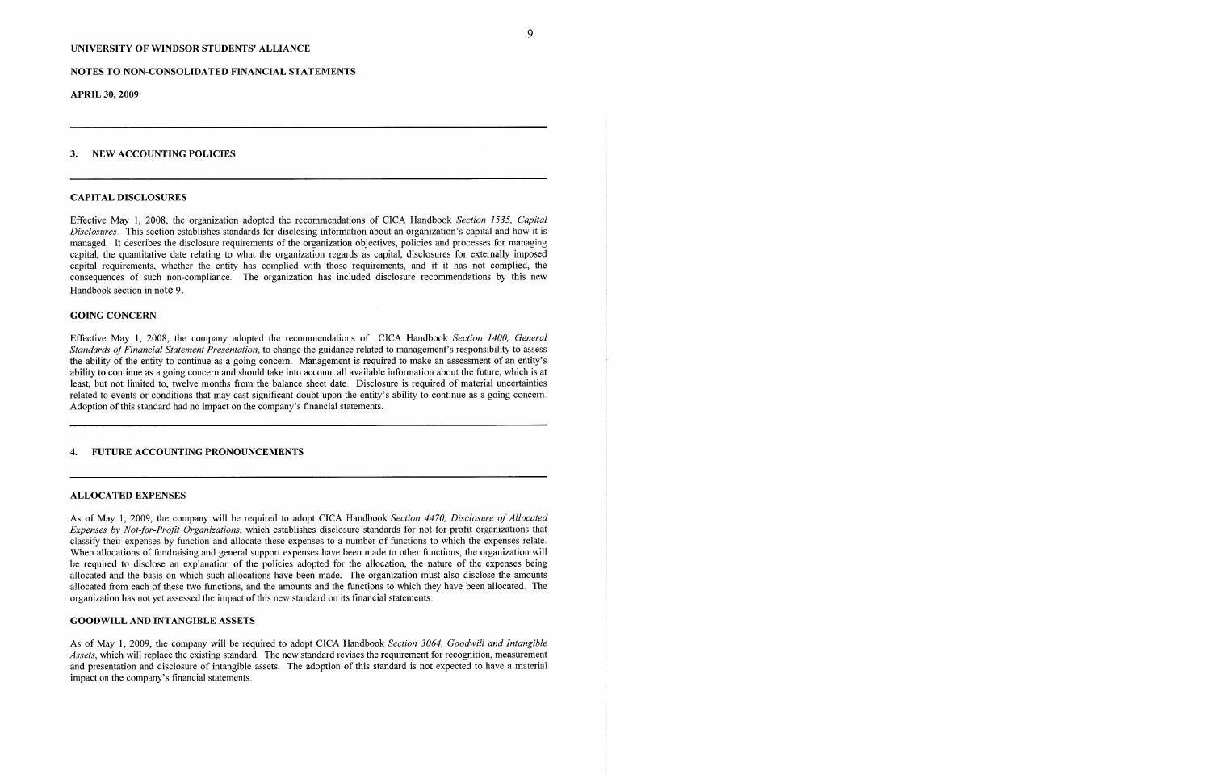UNIVERSITY OF WINDSOR STUDENTS' ALLIANCE

NOTES TO NON-CONSOLIDATED FINANCIAL STATEMENTS

APRIL 30, 2009

## 3. NEW ACCOUNTING POLICIES

### CAPITAL DISCLOSURES

Effective May 1, 2008, the organization adopted the recommendations of CICA Handbook *Section 1535, Capital Disclosures*. This section establishes standards for disclosing information about an organization's capital and how it is managed. It describes the disclosure requirements of the organization objectives, policies and processes for managing capital, the quantitative date relating to what the organization regards as capital, disclosures for externally imposed capital requirements, whether the entity has complied with those requirements, and if it has not complied, the consequences of such non-compliance. The organization has included disclosure recommendations by this new Handbook section in note 9.

### GOING CONCERN

Effective May 1, 2008, the company adopted the recommendations of CICA Handbook *Section 1400, General Standards of Financial Statement Presentation*, to change the guidance related to management's responsibility to assess the ability of the entity to continue as a going concern. Management is required to make an assessment of an entity's ability to continue as a going concern and should take into account all available information about the future, which is at least, but not limited to, twelve months from the balance sheet date. Disclosure is required of material uncertainties related to events or conditions that may cast significant doubt upon the entity's ability to continue as a going concern. Adoption of this standard had no impact on the company's financial statements.

## 4. FUTURE ACCOUNTING PRONOUNCEMENTS

### ALLOCATED EXPENSES

As of May 1, 2009, the company will be required to adopt CICA Handbook *Section 4470, Disclosure of Allocated Expenses by Not-for-Profit Organizations*, which establishes disclosure standards for not-for-profit organizations that classify their expenses by function and allocate these expenses to a number of functions to which the expenses relate. When allocations of fundraising and general support expenses have been made to other functions, the organization will be required to disclose an explanation of the policies adopted for the allocation, the nature of the expenses being allocated and the basis on which such allocations have been made. The organization must also disclose the amounts allocated from each of these two functions, and the amounts and the functions to which they have been allocated. The organization has not yet assessed the impact of this new standard on its financial statements.

### GOODWILL AND INTANGIBLE ASSETS

As of May 1, 2009, the company will be required to adopt CICA Handbook *Section 3064, Goodwill and Intangible Assets*, which will replace the existing standard. The new standard revises the requirement for recognition, measurement and presentation and disclosure of intangible assets. The adoption of this standard is not expected to have a material impact on the company's financial statements.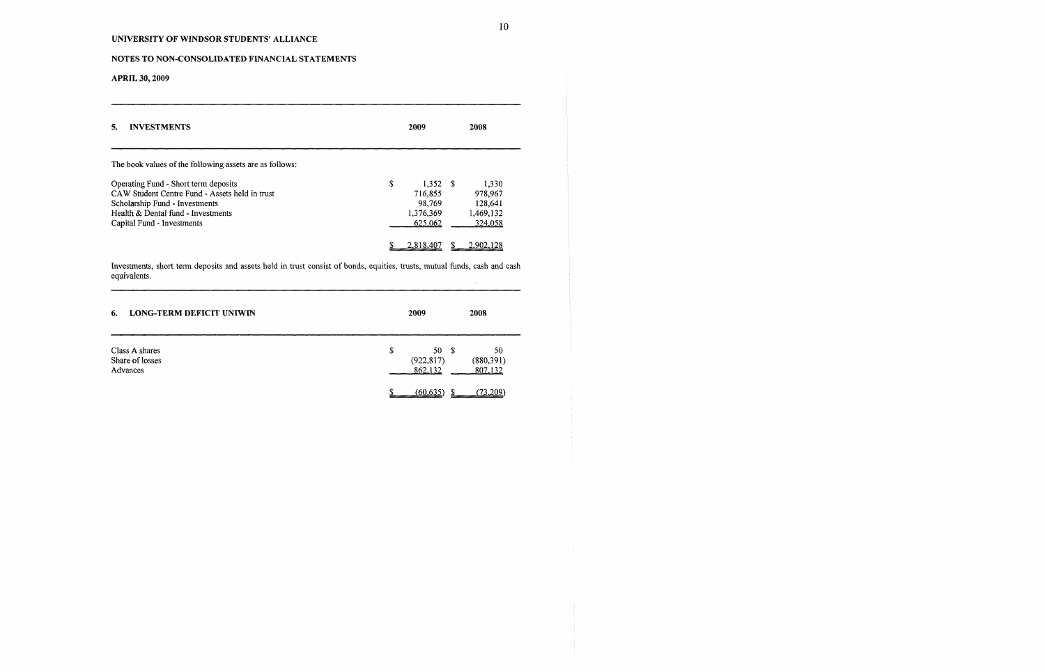UNIVERSITY OF WINDSOR STUDENTS' ALLIANCE

NOTES TO NON-CONSOLIDATED FINANCIAL STATEMENTS

APRIL 30, 2009

| 5. INVESTMENTS | 2009 | 2008 |
|---|---|---|
| The book values of the following assets are as follows: | | |
| Operating Fund - Short term deposits | $ 1,352 | $ 1,330 |
| CAW Student Centre Fund - Assets held in trust | 716,855 | 978,967 |
| Scholarship Fund - Investments | 98,769 | 128,641 |
| Health & Dental fund - Investments | 1,376,369 | 1,469,132 |
| Capital Fund - Investments | 625,062 | 324,058 |
| | $ 2,818,407 | $ 2,902,128 |

Investments, short term deposits and assets held in trust consist of bonds, equities, trusts, mutual funds, cash and cash equivalents.

| 6. LONG-TERM DEFICIT UNIWIN | 2009 | 2008 |
|---|---|---|
| Class A shares | $ 50 | $ 50 |
| Share of losses | (922,817) | (880,391) |
| Advances | 862,132 | 807,132 |
| | $ (60,635) | $ (73,209) |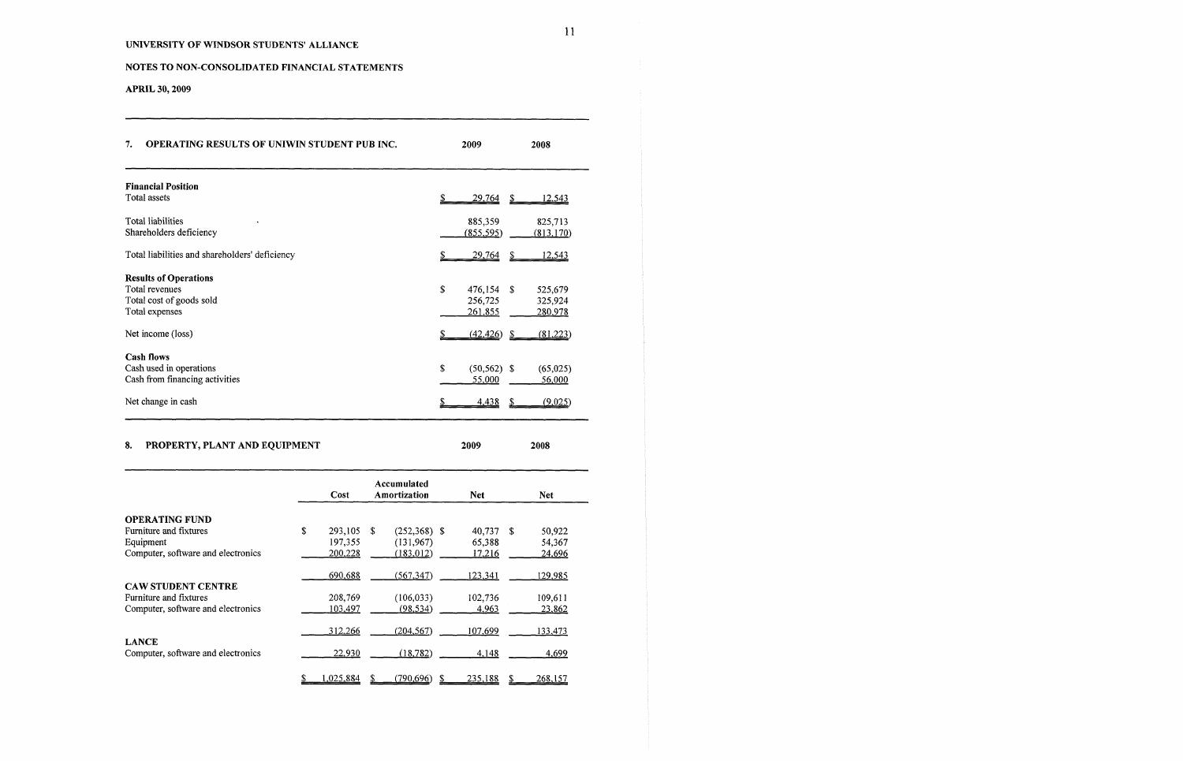UNIVERSITY OF WINDSOR STUDENTS' ALLIANCE

NOTES TO NON-CONSOLIDATED FINANCIAL STATEMENTS

APRIL 30, 2009

## 7. OPERATING RESULTS OF UNIWIN STUDENT PUB INC.

| | 2009 | 2008 |
|---|---|---|
| **Financial Position** | | |
| Total assets | $ 29,764 | $ 12,543 |
| Total liabilities | 885,359 | 825,713 |
| Shareholders deficiency | (855,595) | (813,170) |
| Total liabilities and shareholders' deficiency | $ 29,764 | $ 12,543 |
| **Results of Operations** | | |
| Total revenues | $ 476,154 | $ 525,679 |
| Total cost of goods sold | 256,725 | 325,924 |
| Total expenses | 261,855 | 280,978 |
| Net income (loss) | $ (42,426) | $ (81,223) |
| **Cash flows** | | |
| Cash used in operations | $ (50,562) | $ (65,025) |
| Cash from financing activities | 55,000 | 56,000 |
| Net change in cash | $ 4,438 | $ (9,025) |

## 8. PROPERTY, PLANT AND EQUIPMENT

| | Cost | Accumulated Amortization | 2009 Net | 2008 Net |
|---|---|---|---|---|
| **OPERATING FUND** | | | | |
| Furniture and fixtures | $ 293,105 | $ (252,368) | $ 40,737 | $ 50,922 |
| Equipment | 197,355 | (131,967) | 65,388 | 54,367 |
| Computer, software and electronics | 200,228 | (183,012) | 17,216 | 24,696 |
| | 690,688 | (567,347) | 123,341 | 129,985 |
| **CAW STUDENT CENTRE** | | | | |
| Furniture and fixtures | 208,769 | (106,033) | 102,736 | 109,611 |
| Computer, software and electronics | 103,497 | (98,534) | 4,963 | 23,862 |
| | 312,266 | (204,567) | 107,699 | 133,473 |
| **LANCE** | | | | |
| Computer, software and electronics | 22,930 | (18,782) | 4,148 | 4,699 |
| | $ 1,025,884 | $ (790,696) | $ 235,188 | $ 268,157 |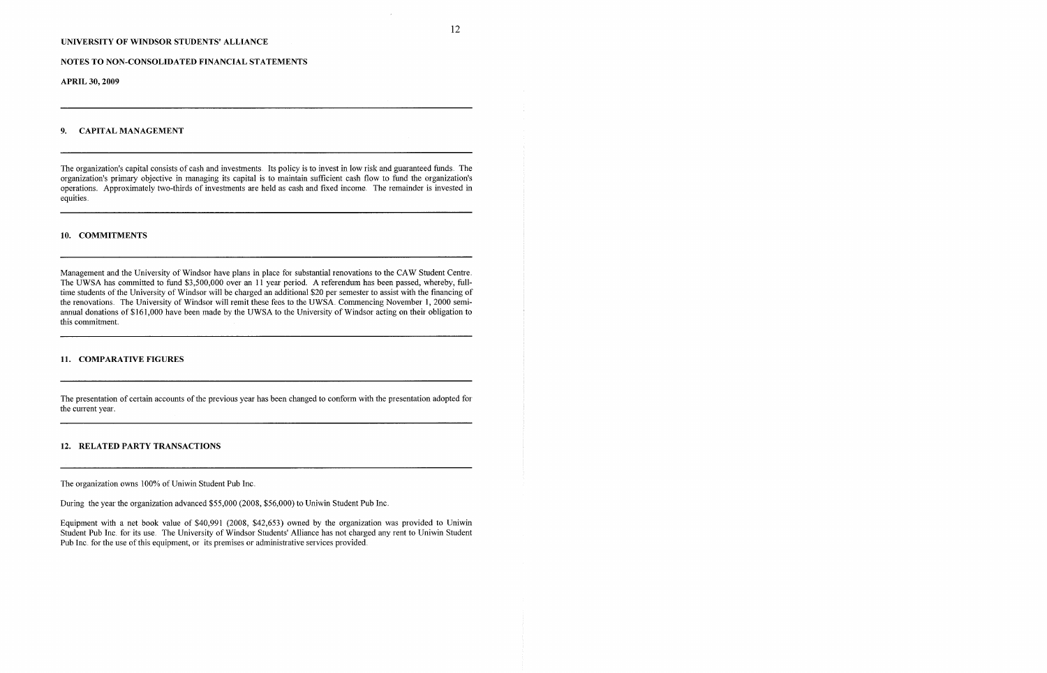**UNIVERSITY OF WINDSOR STUDENTS' ALLIANCE**

**NOTES TO NON-CONSOLIDATED FINANCIAL STATEMENTS**

**APRIL 30, 2009**

## 9. CAPITAL MANAGEMENT

The organization's capital consists of cash and investments. Its policy is to invest in low risk and guaranteed funds. The organization's primary objective in managing its capital is to maintain sufficient cash flow to fund the organization's operations. Approximately two-thirds of investments are held as cash and fixed income. The remainder is invested in equities.

## 10. COMMITMENTS

Management and the University of Windsor have plans in place for substantial renovations to the CAW Student Centre. The UWSA has committed to fund $3,500,000 over an 11 year period. A referendum has been passed, whereby, full-time students of the University of Windsor will be charged an additional $20 per semester to assist with the financing of the renovations. The University of Windsor will remit these fees to the UWSA. Commencing November 1, 2000 semi-annual donations of $161,000 have been made by the UWSA to the University of Windsor acting on their obligation to this commitment.

## 11. COMPARATIVE FIGURES

The presentation of certain accounts of the previous year has been changed to conform with the presentation adopted for the current year.

## 12. RELATED PARTY TRANSACTIONS

The organization owns 100% of Uniwin Student Pub Inc.

During the year the organization advanced $55,000 (2008, $56,000) to Uniwin Student Pub Inc.

Equipment with a net book value of $40,991 (2008, $42,653) owned by the organization was provided to Uniwin Student Pub Inc. for its use. The University of Windsor Students' Alliance has not charged any rent to Uniwin Student Pub Inc. for the use of this equipment, or its premises or administrative services provided.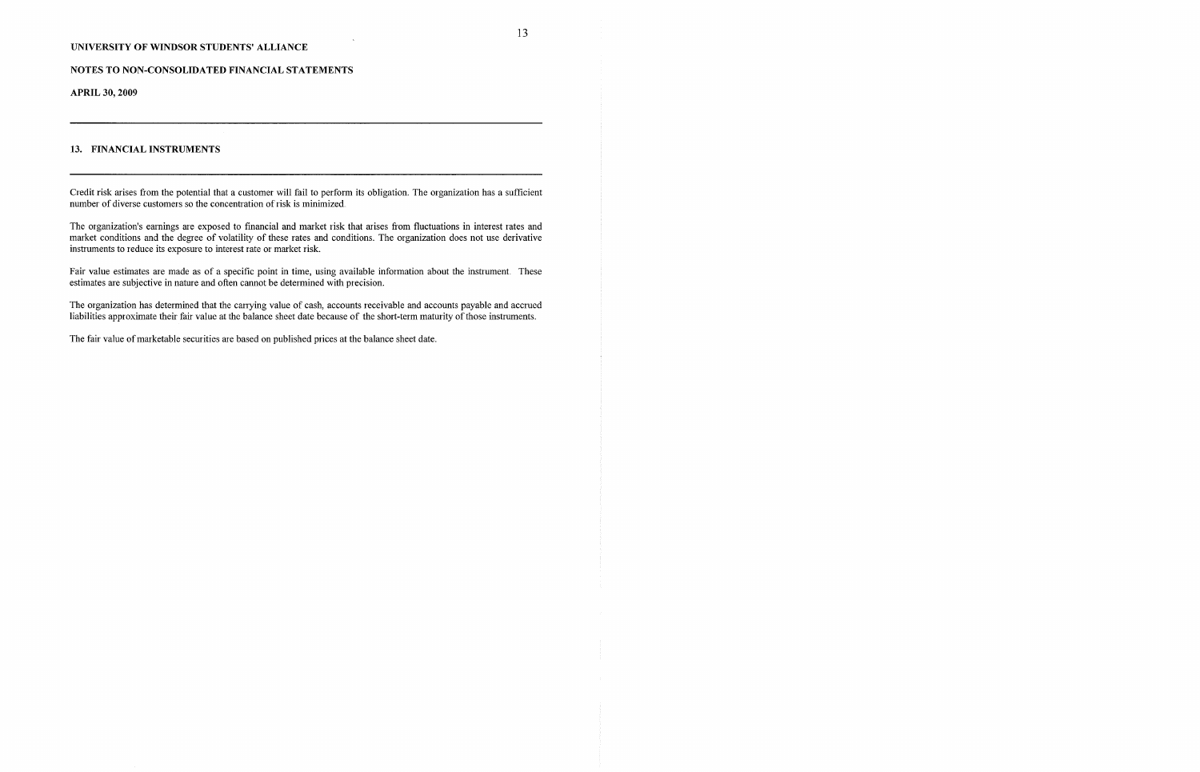UNIVERSITY OF WINDSOR STUDENTS' ALLIANCE

NOTES TO NON-CONSOLIDATED FINANCIAL STATEMENTS

APRIL 30, 2009

## 13. FINANCIAL INSTRUMENTS

Credit risk arises from the potential that a customer will fail to perform its obligation. The organization has a sufficient number of diverse customers so the concentration of risk is minimized.

The organization's earnings are exposed to financial and market risk that arises from fluctuations in interest rates and market conditions and the degree of volatility of these rates and conditions. The organization does not use derivative instruments to reduce its exposure to interest rate or market risk.

Fair value estimates are made as of a specific point in time, using available information about the instrument. These estimates are subjective in nature and often cannot be determined with precision.

The organization has determined that the carrying value of cash, accounts receivable and accounts payable and accrued liabilities approximate their fair value at the balance sheet date because of the short-term maturity of those instruments.

The fair value of marketable securities are based on published prices at the balance sheet date.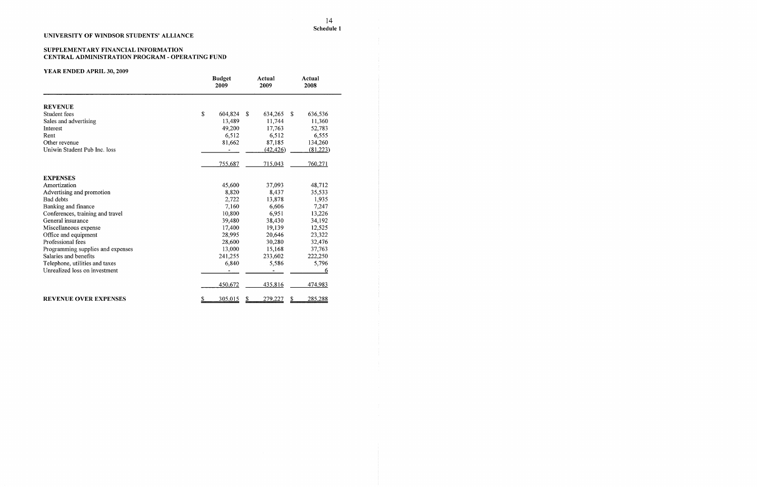Schedule 1

**UNIVERSITY OF WINDSOR STUDENTS' ALLIANCE**

**SUPPLEMENTARY FINANCIAL INFORMATION**
**CENTRAL ADMINISTRATION PROGRAM - OPERATING FUND**

**YEAR ENDED APRIL 30, 2009**

| | Budget 2009 | Actual 2009 | Actual 2008 |
|---|---|---|---|
| **REVENUE** | | | |
| Student fees | $ 604,824 | $ 634,265 | $ 636,536 |
| Sales and advertising | 13,489 | 11,744 | 11,360 |
| Interest | 49,200 | 17,763 | 52,783 |
| Rent | 6,512 | 6,512 | 6,555 |
| Other revenue | 81,662 | 87,185 | 134,260 |
| Uniwin Student Pub Inc. loss | - | (42,426) | (81,223) |
| | 755,687 | 715,043 | 760,271 |
| **EXPENSES** | | | |
| Amortization | 45,600 | 37,093 | 48,712 |
| Advertising and promotion | 8,820 | 8,437 | 35,533 |
| Bad debts | 2,722 | 13,878 | 1,935 |
| Banking and finance | 7,160 | 6,606 | 7,247 |
| Conferences, training and travel | 10,800 | 6,951 | 13,226 |
| General insurance | 39,480 | 38,430 | 34,192 |
| Miscellaneous expense | 17,400 | 19,139 | 12,525 |
| Office and equipment | 28,995 | 20,646 | 23,322 |
| Professional fees | 28,600 | 30,280 | 32,476 |
| Programming supplies and expenses | 13,000 | 15,168 | 37,763 |
| Salaries and benefits | 241,255 | 233,602 | 222,250 |
| Telephone, utilities and taxes | 6,840 | 5,586 | 5,796 |
| Unrealized loss on investment | - | - | 6 |
| | 450,672 | 435,816 | 474,983 |
| **REVENUE OVER EXPENSES** | $ 305,015 | $ 279,227 | $ 285,288 |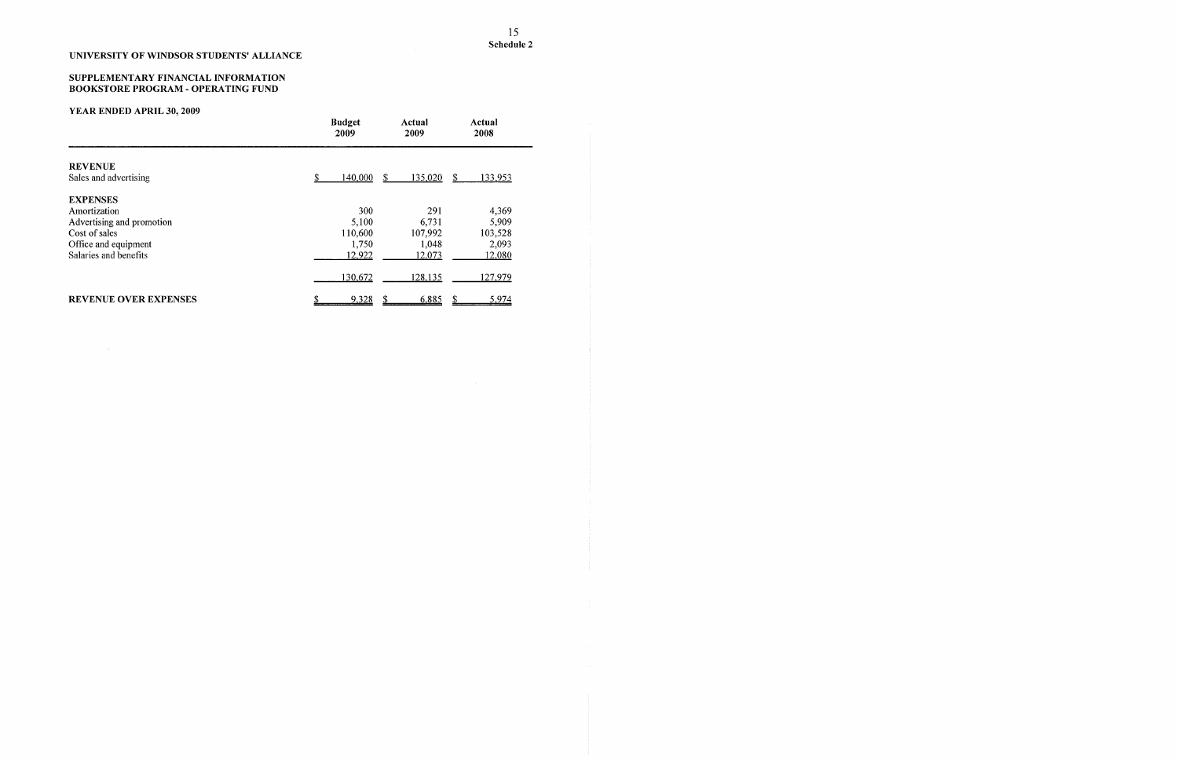Schedule 2

## UNIVERSITY OF WINDSOR STUDENTS' ALLIANCE

### SUPPLEMENTARY FINANCIAL INFORMATION
### BOOKSTORE PROGRAM - OPERATING FUND

**YEAR ENDED APRIL 30, 2009**

| | Budget 2009 | Actual 2009 | Actual 2008 |
|---|---|---|---|
| **REVENUE** | | | |
| Sales and advertising | $ 140,000 | $ 135,020 | $ 133,953 |
| **EXPENSES** | | | |
| Amortization | 300 | 291 | 4,369 |
| Advertising and promotion | 5,100 | 6,731 | 5,909 |
| Cost of sales | 110,600 | 107,992 | 103,528 |
| Office and equipment | 1,750 | 1,048 | 2,093 |
| Salaries and benefits | 12,922 | 12,073 | 12,080 |
| | 130,672 | 128,135 | 127,979 |
| **REVENUE OVER EXPENSES** | $ 9,328 | $ 6,885 | $ 5,974 |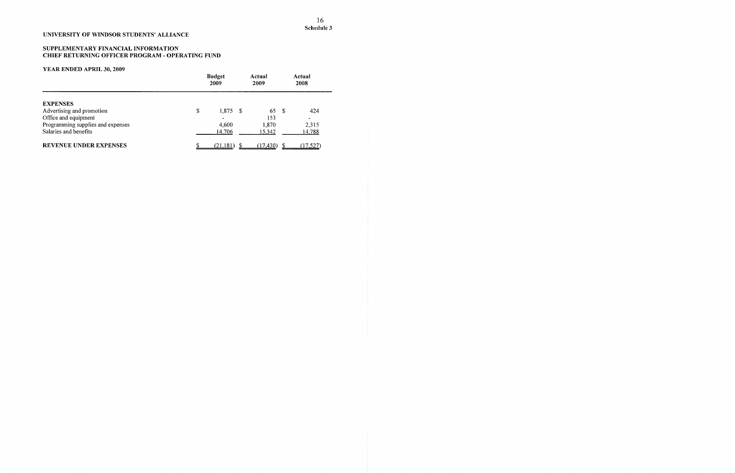Schedule 3

**UNIVERSITY OF WINDSOR STUDENTS' ALLIANCE**

**SUPPLEMENTARY FINANCIAL INFORMATION**
**CHIEF RETURNING OFFICER PROGRAM - OPERATING FUND**

**YEAR ENDED APRIL 30, 2009**

| | Budget 2009 | Actual 2009 | Actual 2008 |
|---|---|---|---|
| **EXPENSES** | | | |
| Advertising and promotion | $ 1,875 | $ 65 | $ 424 |
| Office and equipment | - | 153 | - |
| Programming supplies and expenses | 4,600 | 1,870 | 2,315 |
| Salaries and benefits | 14,706 | 15,342 | 14,788 |
| **REVENUE UNDER EXPENSES** | $ (21,181) | $ (17,430) | $ (17,527) |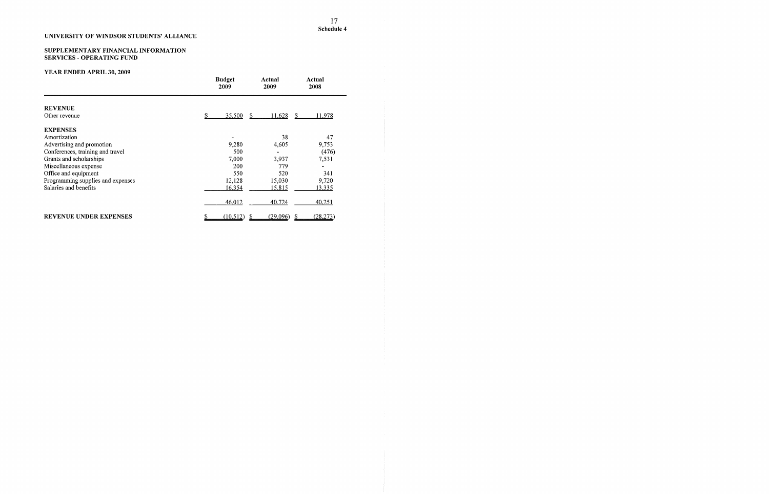Schedule 4

**UNIVERSITY OF WINDSOR STUDENTS' ALLIANCE**

**SUPPLEMENTARY FINANCIAL INFORMATION**
**SERVICES - OPERATING FUND**

**YEAR ENDED APRIL 30, 2009**

| | Budget 2009 | Actual 2009 | Actual 2008 |
|---|---|---|---|
| **REVENUE** | | | |
| Other revenue | $ 35,500 | $ 11,628 | $ 11,978 |
| **EXPENSES** | | | |
| Amortization | - | 38 | 47 |
| Advertising and promotion | 9,280 | 4,605 | 9,753 |
| Conferences, training and travel | 500 | - | (476) |
| Grants and scholarships | 7,000 | 3,937 | 7,531 |
| Miscellaneous expense | 200 | 779 | - |
| Office and equipment | 550 | 520 | 341 |
| Programming supplies and expenses | 12,128 | 15,030 | 9,720 |
| Salaries and benefits | 16,354 | 15,815 | 13,335 |
| | 46,012 | 40,724 | 40,251 |
| **REVENUE UNDER EXPENSES** | $ (10,512) | $ (29,096) | $ (28,273) |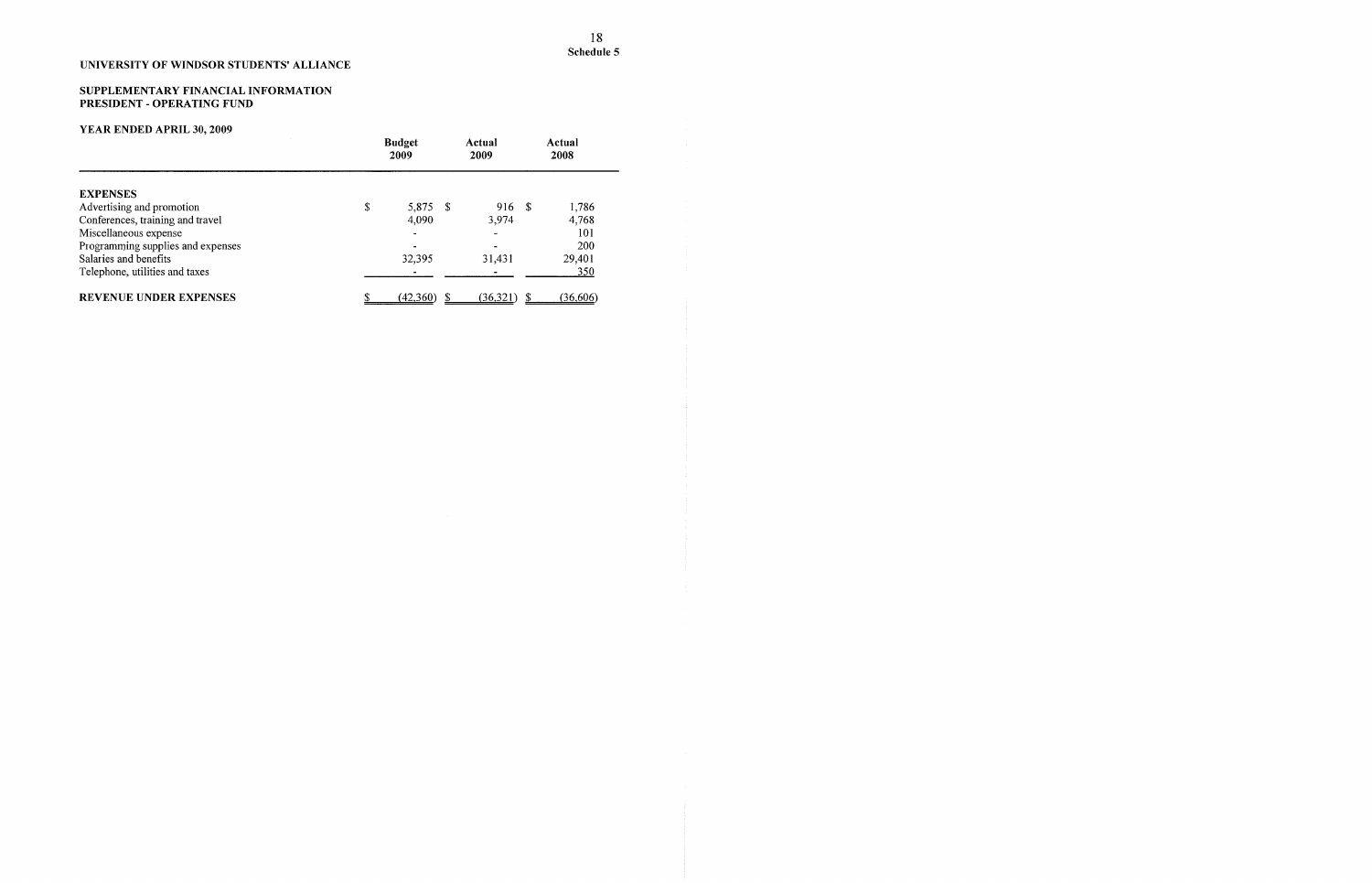**Schedule 5**

# UNIVERSITY OF WINDSOR STUDENTS' ALLIANCE

## SUPPLEMENTARY FINANCIAL INFORMATION
## PRESIDENT - OPERATING FUND

### YEAR ENDED APRIL 30, 2009

| | Budget 2009 | Actual 2009 | Actual 2008 |
|---|---|---|---|
| **EXPENSES** | | | |
| Advertising and promotion | $ 5,875 | $ 916 | $ 1,786 |
| Conferences, training and travel | 4,090 | 3,974 | 4,768 |
| Miscellaneous expense | - | - | 101 |
| Programming supplies and expenses | - | - | 200 |
| Salaries and benefits | 32,395 | 31,431 | 29,401 |
| Telephone, utilities and taxes | - | - | 350 |
| **REVENUE UNDER EXPENSES** | $ (42,360) | $ (36,321) | $ (36,606) |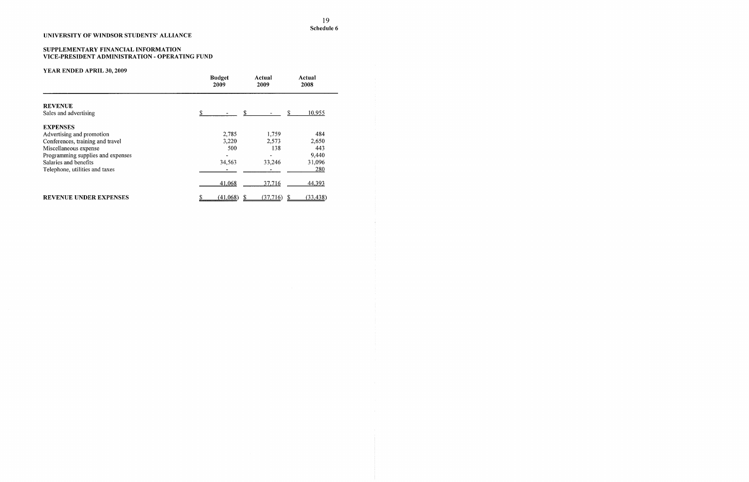Schedule 6

**UNIVERSITY OF WINDSOR STUDENTS' ALLIANCE**

**SUPPLEMENTARY FINANCIAL INFORMATION**
**VICE-PRESIDENT ADMINISTRATION - OPERATING FUND**

**YEAR ENDED APRIL 30, 2009**

| | Budget 2009 | Actual 2009 | Actual 2008 |
|---|---|---|---|
| **REVENUE** | | | |
| Sales and advertising | $ - | $ - | $ 10,955 |
| **EXPENSES** | | | |
| Advertising and promotion | 2,785 | 1,759 | 484 |
| Conferences, training and travel | 3,220 | 2,573 | 2,650 |
| Miscellaneous expense | 500 | 138 | 443 |
| Programming supplies and expenses | - | - | 9,440 |
| Salaries and benefits | 34,563 | 33,246 | 31,096 |
| Telephone, utilities and taxes | - | - | 280 |
| | 41,068 | 37,716 | 44,393 |
| **REVENUE UNDER EXPENSES** | $ (41,068) | $ (37,716) | $ (33,438) |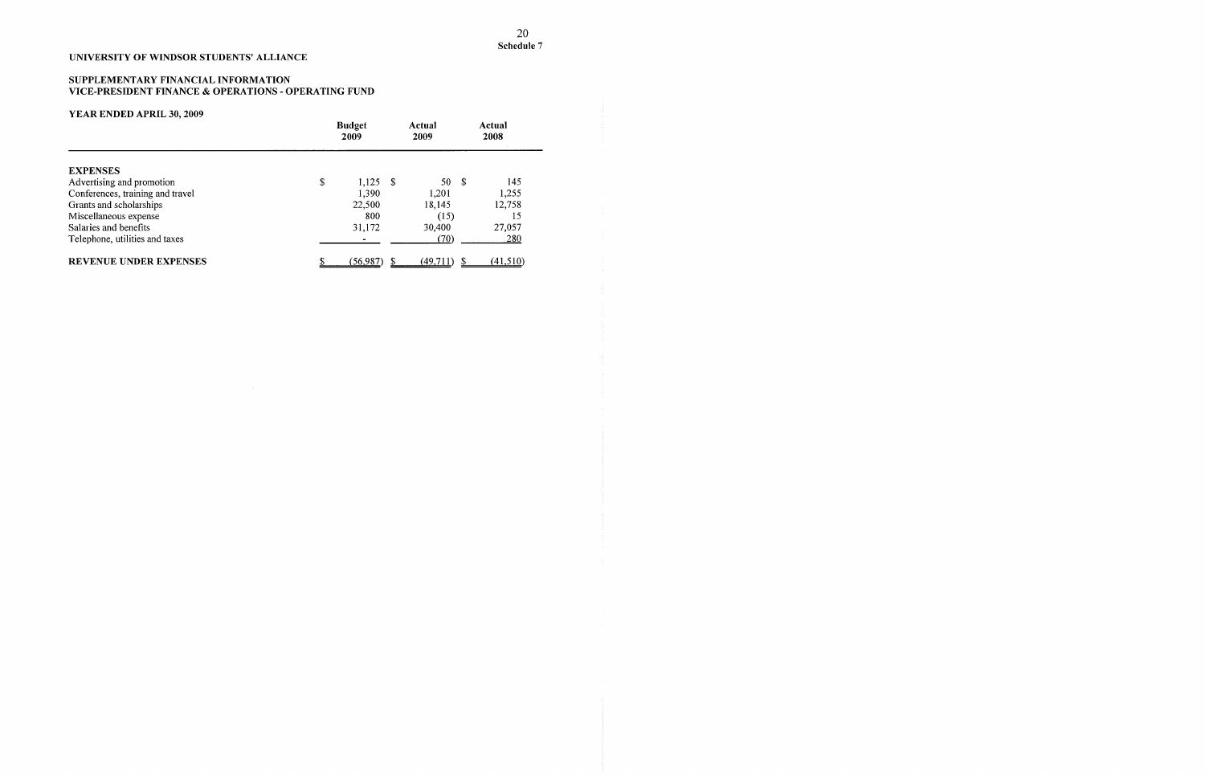Schedule 7

# UNIVERSITY OF WINDSOR STUDENTS' ALLIANCE

## SUPPLEMENTARY FINANCIAL INFORMATION
## VICE-PRESIDENT FINANCE & OPERATIONS - OPERATING FUND

### YEAR ENDED APRIL 30, 2009

| | Budget 2009 | Actual 2009 | Actual 2008 |
|---|---|---|---|
| **EXPENSES** | | | |
| Advertising and promotion | $ 1,125 | $ 50 | $ 145 |
| Conferences, training and travel | 1,390 | 1,201 | 1,255 |
| Grants and scholarships | 22,500 | 18,145 | 12,758 |
| Miscellaneous expense | 800 | (15) | 15 |
| Salaries and benefits | 31,172 | 30,400 | 27,057 |
| Telephone, utilities and taxes | - | (70) | 280 |
| **REVENUE UNDER EXPENSES** | $ (56,987) | $ (49,711) | $ (41,510) |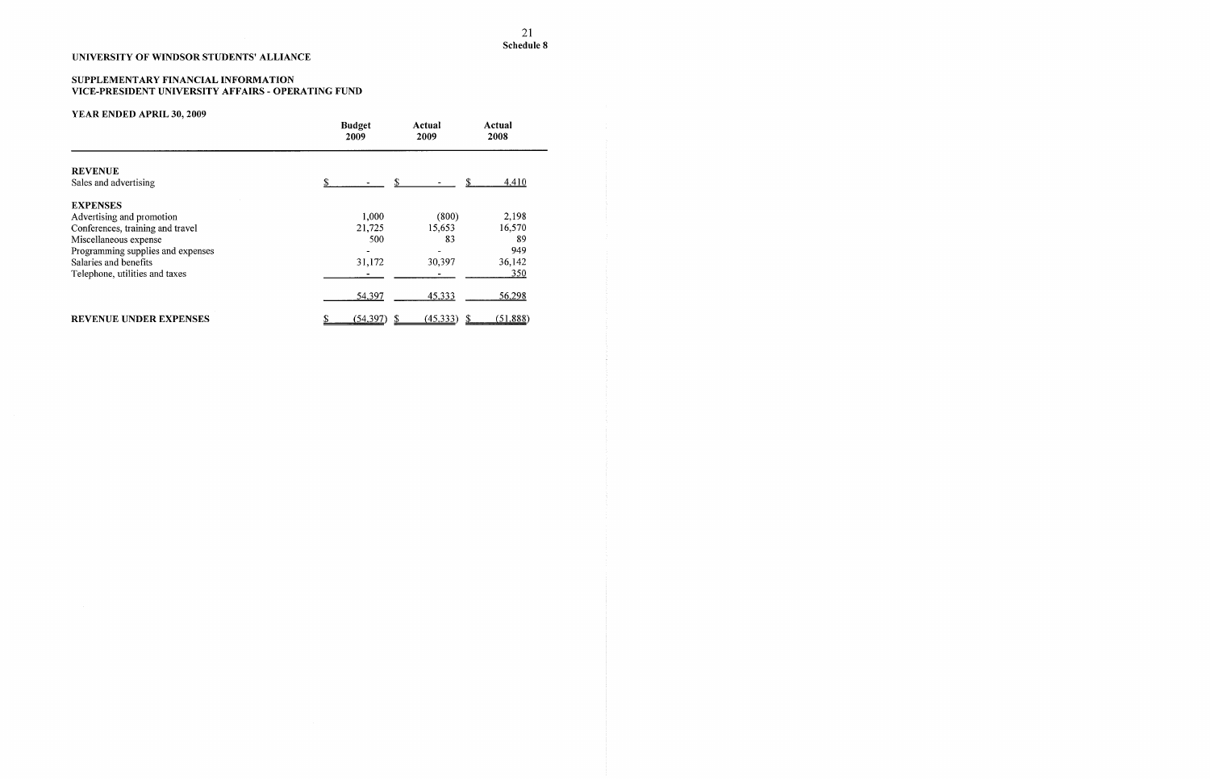**Schedule 8**

**UNIVERSITY OF WINDSOR STUDENTS' ALLIANCE**

**SUPPLEMENTARY FINANCIAL INFORMATION**
**VICE-PRESIDENT UNIVERSITY AFFAIRS - OPERATING FUND**

**YEAR ENDED APRIL 30, 2009**

| | Budget 2009 | Actual 2009 | Actual 2008 |
|---|---|---|---|
| **REVENUE** | | | |
| Sales and advertising | $ - | $ - | $ 4,410 |
| **EXPENSES** | | | |
| Advertising and promotion | 1,000 | (800) | 2,198 |
| Conferences, training and travel | 21,725 | 15,653 | 16,570 |
| Miscellaneous expense | 500 | 83 | 89 |
| Programming supplies and expenses | - | - | 949 |
| Salaries and benefits | 31,172 | 30,397 | 36,142 |
| Telephone, utilities and taxes | - | - | 350 |
| | 54,397 | 45,333 | 56,298 |
| **REVENUE UNDER EXPENSES** | $ (54,397) | $ (45,333) | $ (51,888) |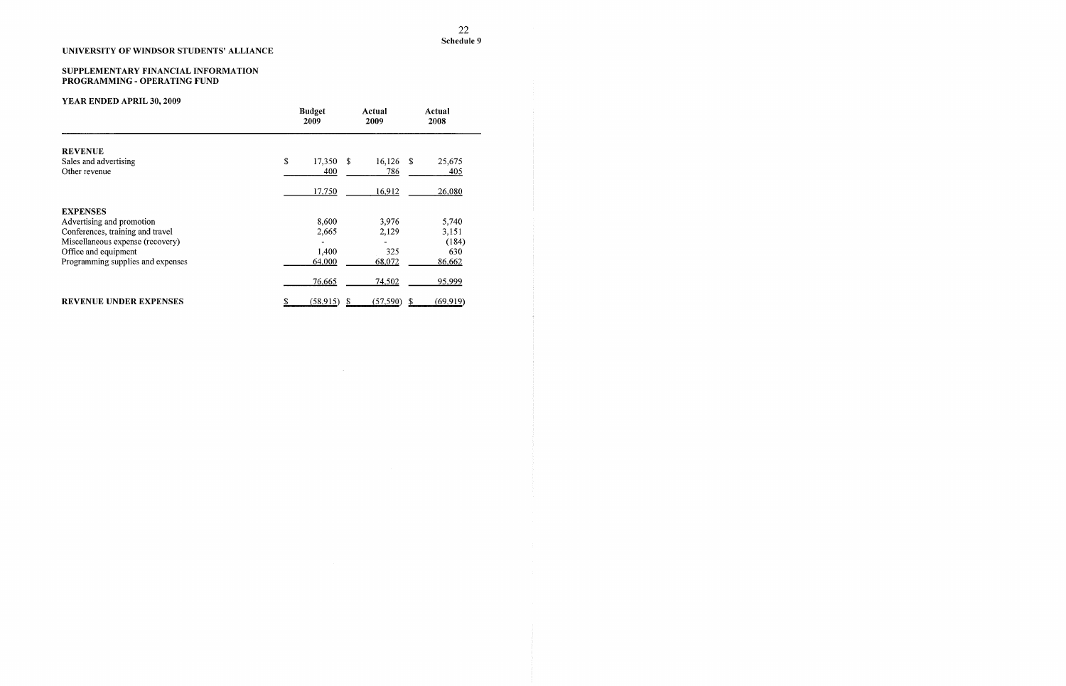Schedule 9

**UNIVERSITY OF WINDSOR STUDENTS' ALLIANCE**

**SUPPLEMENTARY FINANCIAL INFORMATION**
**PROGRAMMING - OPERATING FUND**

**YEAR ENDED APRIL 30, 2009**

| | Budget 2009 | Actual 2009 | Actual 2008 |
|---|---|---|---|
| **REVENUE** | | | |
| Sales and advertising | $ 17,350 | $ 16,126 | $ 25,675 |
| Other revenue | 400 | 786 | 405 |
| | 17,750 | 16,912 | 26,080 |
| **EXPENSES** | | | |
| Advertising and promotion | 8,600 | 3,976 | 5,740 |
| Conferences, training and travel | 2,665 | 2,129 | 3,151 |
| Miscellaneous expense (recovery) | - | - | (184) |
| Office and equipment | 1,400 | 325 | 630 |
| Programming supplies and expenses | 64,000 | 68,072 | 86,662 |
| | 76,665 | 74,502 | 95,999 |
| **REVENUE UNDER EXPENSES** | $ (58,915) | $ (57,590) | $ (69,919) |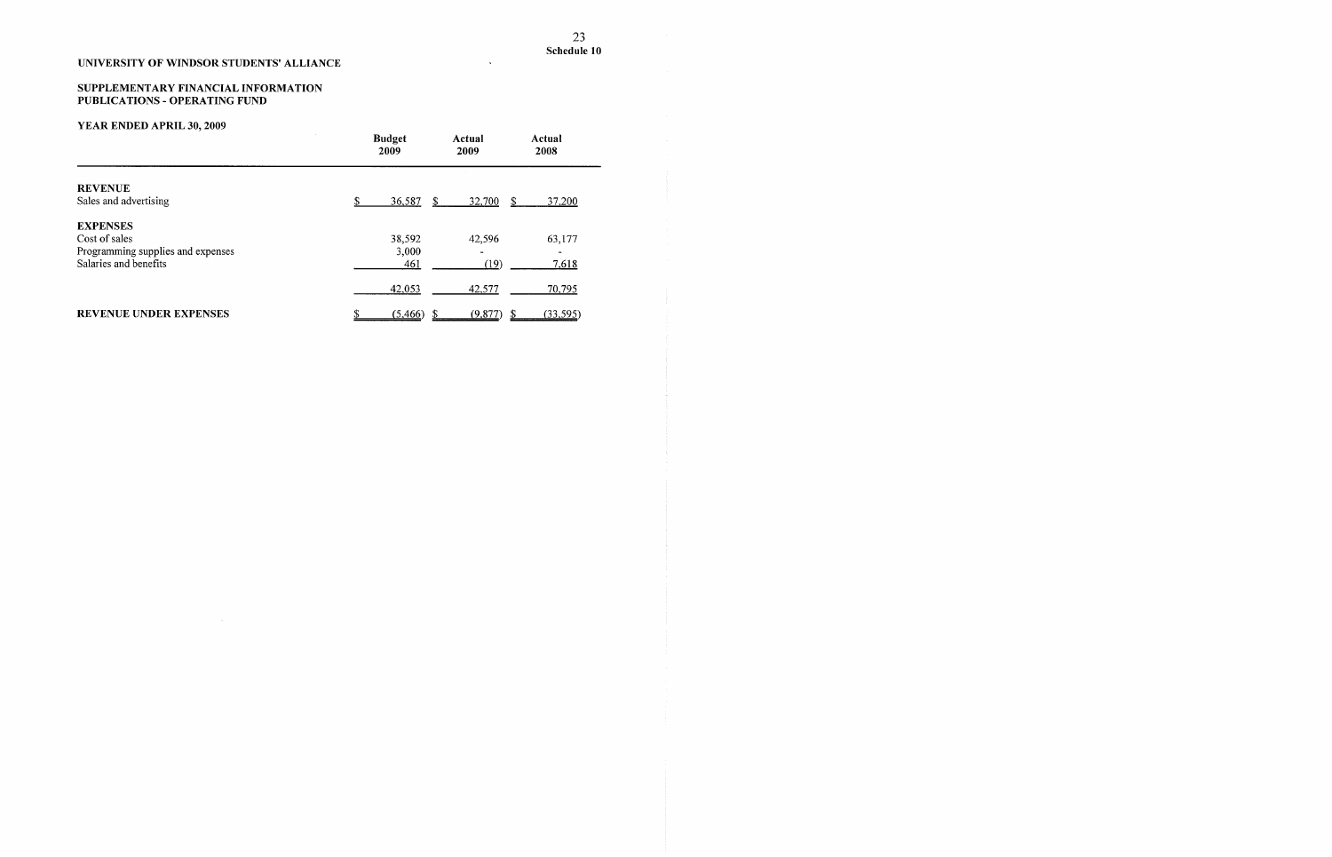**Schedule 10**

**UNIVERSITY OF WINDSOR STUDENTS' ALLIANCE**

**SUPPLEMENTARY FINANCIAL INFORMATION**
**PUBLICATIONS - OPERATING FUND**

**YEAR ENDED APRIL 30, 2009**

| | Budget 2009 | Actual 2009 | Actual 2008 |
|---|---|---|---|
| **REVENUE** | | | |
| Sales and advertising | $ 36,587 | $ 32,700 | $ 37,200 |
| **EXPENSES** | | | |
| Cost of sales | 38,592 | 42,596 | 63,177 |
| Programming supplies and expenses | 3,000 | - | - |
| Salaries and benefits | 461 | (19) | 7,618 |
| | 42,053 | 42,577 | 70,795 |
| **REVENUE UNDER EXPENSES** | $ (5,466) | $ (9,877) | $ (33,595) |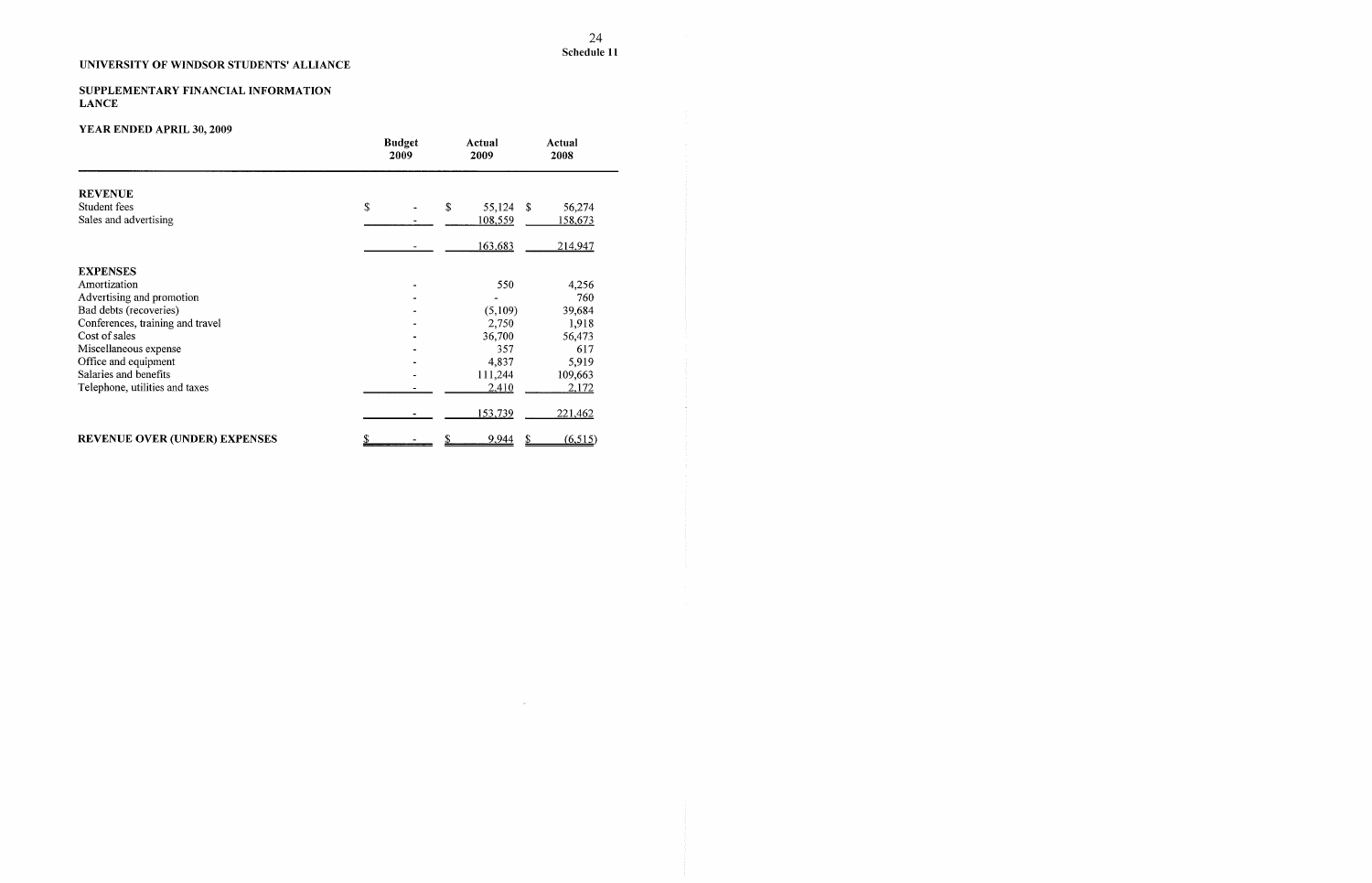Schedule 11

**UNIVERSITY OF WINDSOR STUDENTS' ALLIANCE**

**SUPPLEMENTARY FINANCIAL INFORMATION**
**LANCE**

**YEAR ENDED APRIL 30, 2009**

| | Budget 2009 | Actual 2009 | Actual 2008 |
|---|---|---|---|
| **REVENUE** | | | |
| Student fees | $ - | $ 55,124 | $ 56,274 |
| Sales and advertising | - | 108,559 | 158,673 |
| | - | 163,683 | 214,947 |
| **EXPENSES** | | | |
| Amortization | - | 550 | 4,256 |
| Advertising and promotion | - | - | 760 |
| Bad debts (recoveries) | - | (5,109) | 39,684 |
| Conferences, training and travel | - | 2,750 | 1,918 |
| Cost of sales | - | 36,700 | 56,473 |
| Miscellaneous expense | - | 357 | 617 |
| Office and equipment | - | 4,837 | 5,919 |
| Salaries and benefits | - | 111,244 | 109,663 |
| Telephone, utilities and taxes | - | 2,410 | 2,172 |
| | - | 153,739 | 221,462 |
| **REVENUE OVER (UNDER) EXPENSES** | $ - | $ 9,944 | $ (6,515) |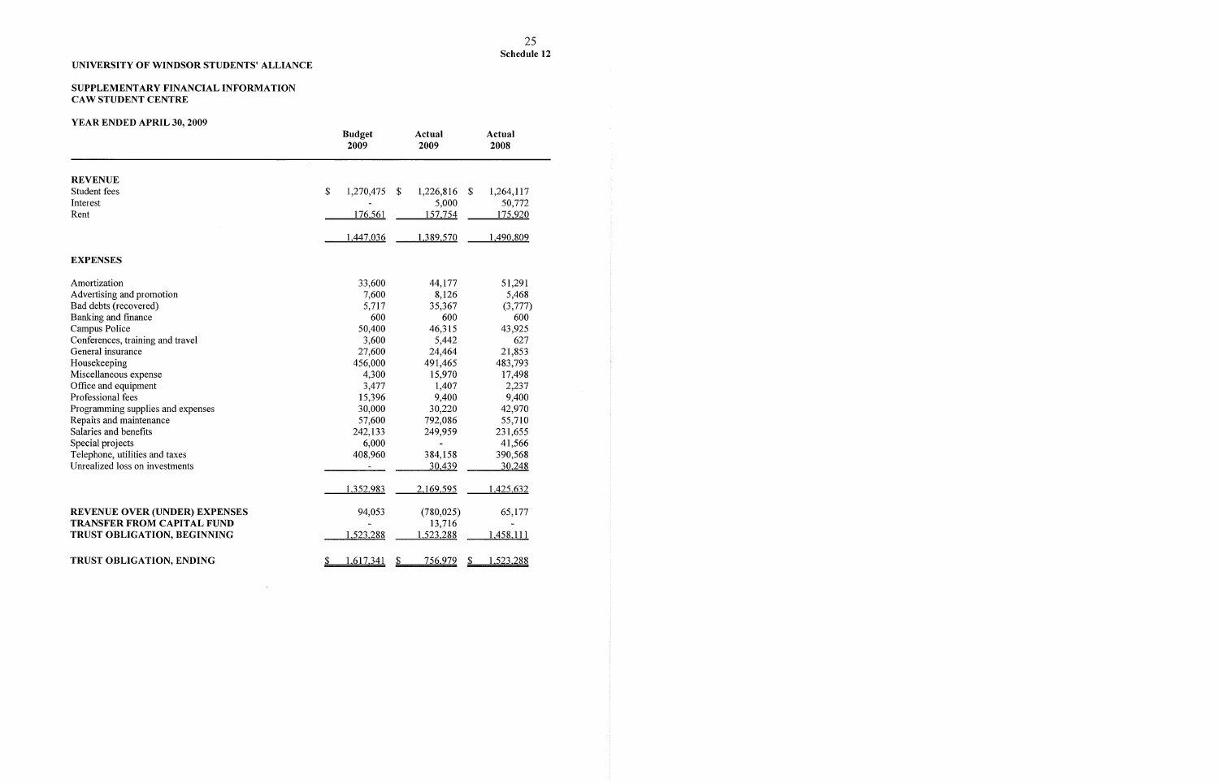**UNIVERSITY OF WINDSOR STUDENTS' ALLIANCE**

Schedule 12

**SUPPLEMENTARY FINANCIAL INFORMATION**
**CAW STUDENT CENTRE**

**YEAR ENDED APRIL 30, 2009**

| | Budget 2009 | Actual 2009 | Actual 2008 |
|---|---|---|---|
| **REVENUE** | | | |
| Student fees | $ 1,270,475 | $ 1,226,816 | $ 1,264,117 |
| Interest | - | 5,000 | 50,772 |
| Rent | 176,561 | 157,754 | 175,920 |
| | 1,447,036 | 1,389,570 | 1,490,809 |
| **EXPENSES** | | | |
| Amortization | 33,600 | 44,177 | 51,291 |
| Advertising and promotion | 7,600 | 8,126 | 5,468 |
| Bad debts (recovered) | 5,717 | 35,367 | (3,777) |
| Banking and finance | 600 | 600 | 600 |
| Campus Police | 50,400 | 46,315 | 43,925 |
| Conferences, training and travel | 3,600 | 5,442 | 627 |
| General insurance | 27,600 | 24,464 | 21,853 |
| Housekeeping | 456,000 | 491,465 | 483,793 |
| Miscellaneous expense | 4,300 | 15,970 | 17,498 |
| Office and equipment | 3,477 | 1,407 | 2,237 |
| Professional fees | 15,396 | 9,400 | 9,400 |
| Programming supplies and expenses | 30,000 | 30,220 | 42,970 |
| Repairs and maintenance | 57,600 | 792,086 | 55,710 |
| Salaries and benefits | 242,133 | 249,959 | 231,655 |
| Special projects | 6,000 | - | 41,566 |
| Telephone, utilities and taxes | 408,960 | 384,158 | 390,568 |
| Unrealized loss on investments | - | 30,439 | 30,248 |
| | 1,352,983 | 2,169,595 | 1,425,632 |
| **REVENUE OVER (UNDER) EXPENSES** | 94,053 | (780,025) | 65,177 |
| **TRANSFER FROM CAPITAL FUND** | - | 13,716 | - |
| **TRUST OBLIGATION, BEGINNING** | 1,523,288 | 1,523,288 | 1,458,111 |
| **TRUST OBLIGATION, ENDING** | $ 1,617,341 | $ 756,979 | $ 1,523,288 |